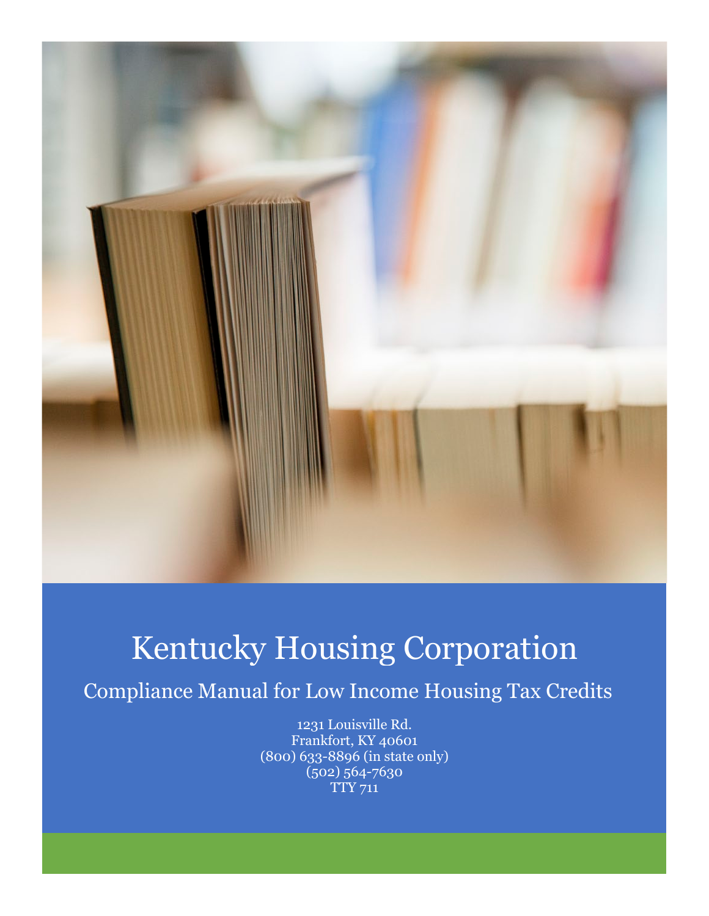# Kentucky Housing Corporation

## Compliance Manual for Low Income Housing Tax Credits

1231 Louisville Rd.
Frankfort, KY 40601
(800) 633-8896 (in state only)
(502) 564-7630
TTY 711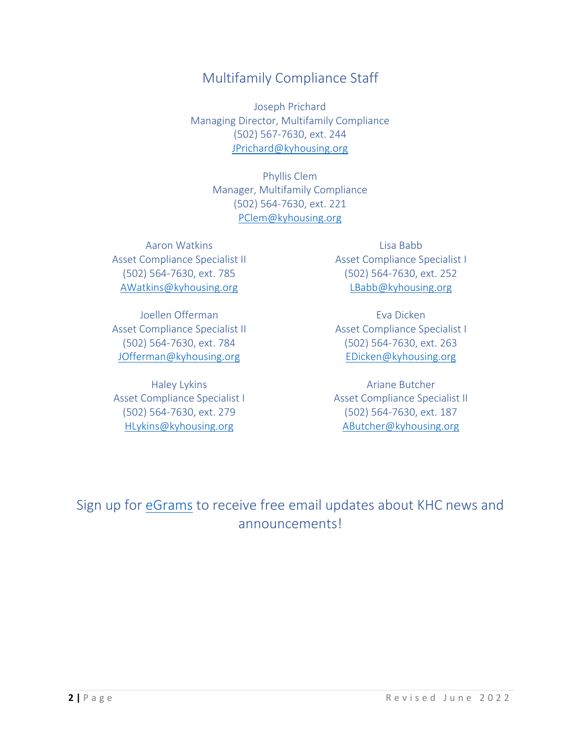## Multifamily Compliance Staff

Joseph Prichard
Managing Director, Multifamily Compliance
(502) 567-7630, ext. 244
JPrichard@kyhousing.org

Phyllis Clem
Manager, Multifamily Compliance
(502) 564-7630, ext. 221
PClem@kyhousing.org

Aaron Watkins
Asset Compliance Specialist II
(502) 564-7630, ext. 785
AWatkins@kyhousing.org

Joellen Offerman
Asset Compliance Specialist II
(502) 564-7630, ext. 784
JOfferman@kyhousing.org

Haley Lykins
Asset Compliance Specialist I
(502) 564-7630, ext. 279
HLykins@kyhousing.org

Lisa Babb
Asset Compliance Specialist I
(502) 564-7630, ext. 252
LBabb@kyhousing.org

Eva Dicken
Asset Compliance Specialist I
(502) 564-7630, ext. 263
EDicken@kyhousing.org

Ariane Butcher
Asset Compliance Specialist II
(502) 564-7630, ext. 187
AButcher@kyhousing.org

Sign up for eGrams to receive free email updates about KHC news and announcements!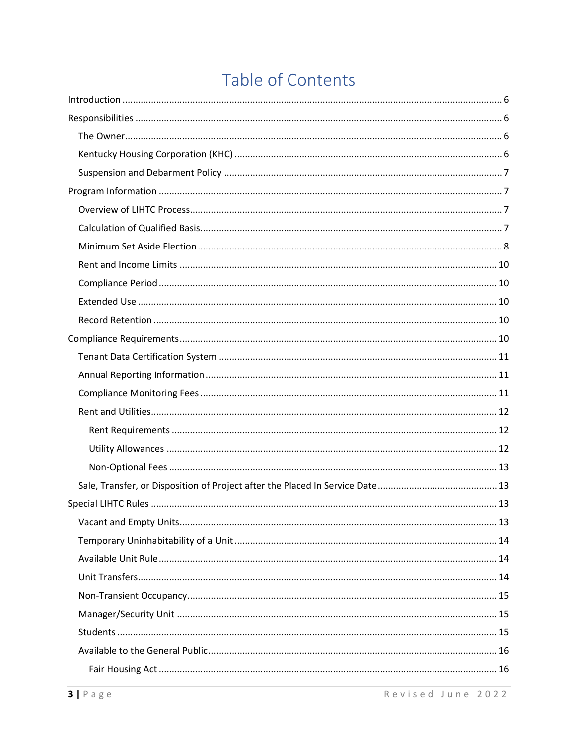# Table of Contents

- Introduction ..... 6
- Responsibilities ..... 6
  - The Owner ..... 6
  - Kentucky Housing Corporation (KHC) ..... 6
  - Suspension and Debarment Policy ..... 7
- Program Information ..... 7
  - Overview of LIHTC Process ..... 7
  - Calculation of Qualified Basis ..... 7
  - Minimum Set Aside Election ..... 8
  - Rent and Income Limits ..... 10
  - Compliance Period ..... 10
  - Extended Use ..... 10
  - Record Retention ..... 10
- Compliance Requirements ..... 10
  - Tenant Data Certification System ..... 11
  - Annual Reporting Information ..... 11
  - Compliance Monitoring Fees ..... 11
  - Rent and Utilities ..... 12
    - Rent Requirements ..... 12
    - Utility Allowances ..... 12
    - Non-Optional Fees ..... 13
  - Sale, Transfer, or Disposition of Project after the Placed In Service Date ..... 13
- Special LIHTC Rules ..... 13
  - Vacant and Empty Units ..... 13
  - Temporary Uninhabitability of a Unit ..... 14
  - Available Unit Rule ..... 14
  - Unit Transfers ..... 14
  - Non-Transient Occupancy ..... 15
  - Manager/Security Unit ..... 15
  - Students ..... 15
  - Available to the General Public ..... 16
    - Fair Housing Act ..... 16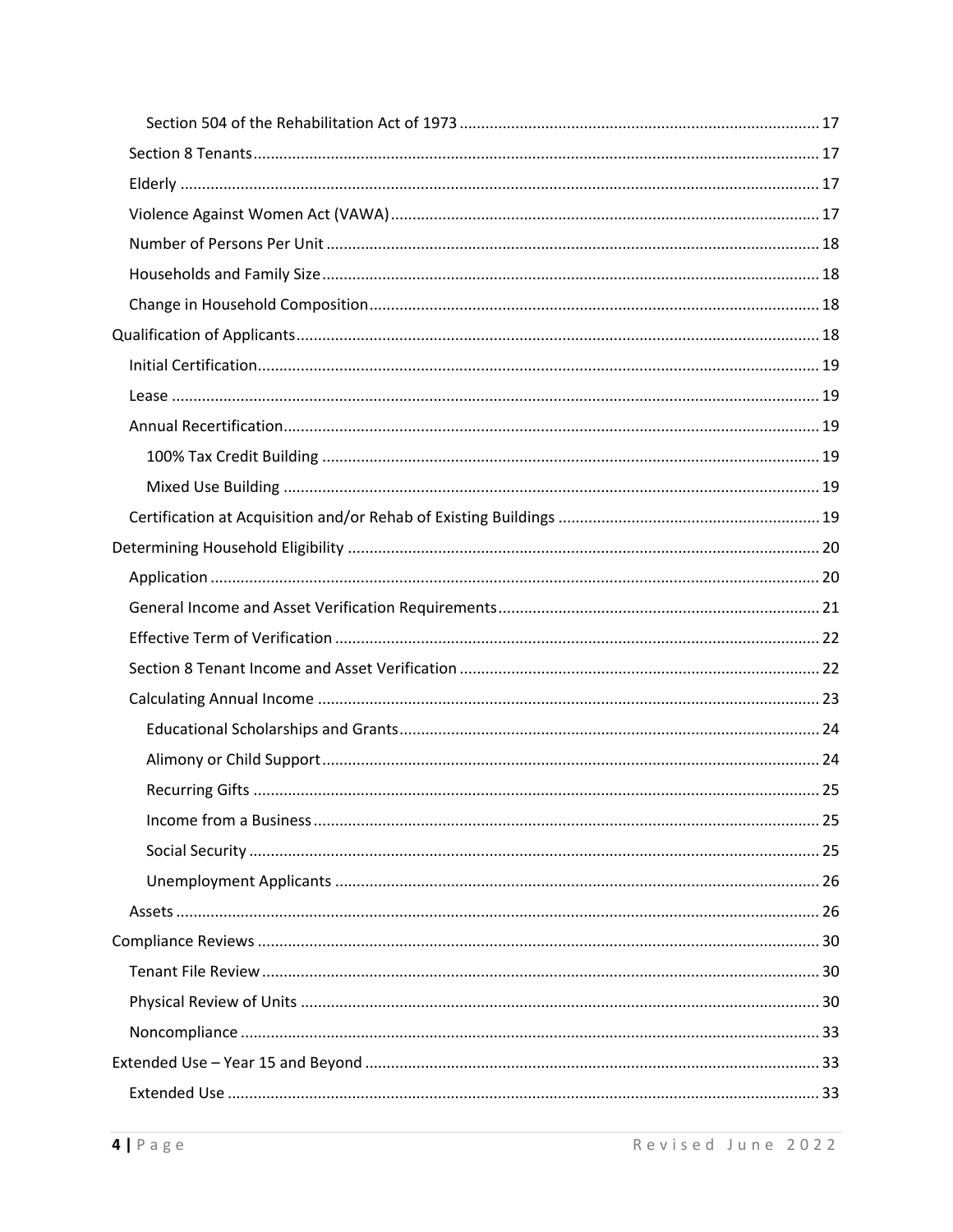- Section 504 of the Rehabilitation Act of 1973 .......... 17
- Section 8 Tenants .......... 17
- Elderly .......... 17
- Violence Against Women Act (VAWA) .......... 17
- Number of Persons Per Unit .......... 18
- Households and Family Size .......... 18
- Change in Household Composition .......... 18

Qualification of Applicants .......... 18

- Initial Certification .......... 19
- Lease .......... 19
- Annual Recertification .......... 19
  - 100% Tax Credit Building .......... 19
  - Mixed Use Building .......... 19
- Certification at Acquisition and/or Rehab of Existing Buildings .......... 19

Determining Household Eligibility .......... 20

- Application .......... 20
- General Income and Asset Verification Requirements .......... 21
- Effective Term of Verification .......... 22
- Section 8 Tenant Income and Asset Verification .......... 22
- Calculating Annual Income .......... 23
  - Educational Scholarships and Grants .......... 24
  - Alimony or Child Support .......... 24
  - Recurring Gifts .......... 25
  - Income from a Business .......... 25
  - Social Security .......... 25
  - Unemployment Applicants .......... 26
- Assets .......... 26

Compliance Reviews .......... 30

- Tenant File Review .......... 30
- Physical Review of Units .......... 30
- Noncompliance .......... 33

Extended Use – Year 15 and Beyond .......... 33

- Extended Use .......... 33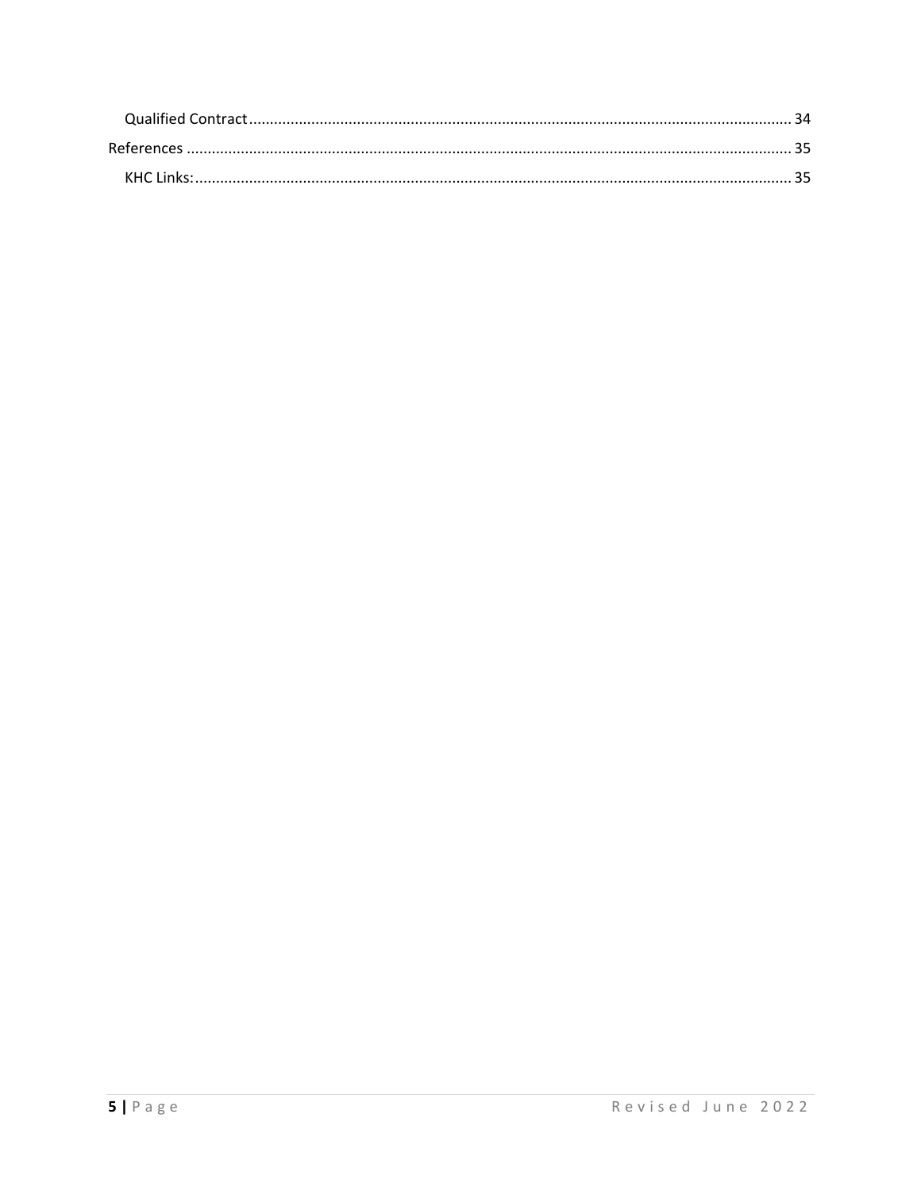Qualified Contract .......... 34

References .......... 35

KHC Links: .......... 35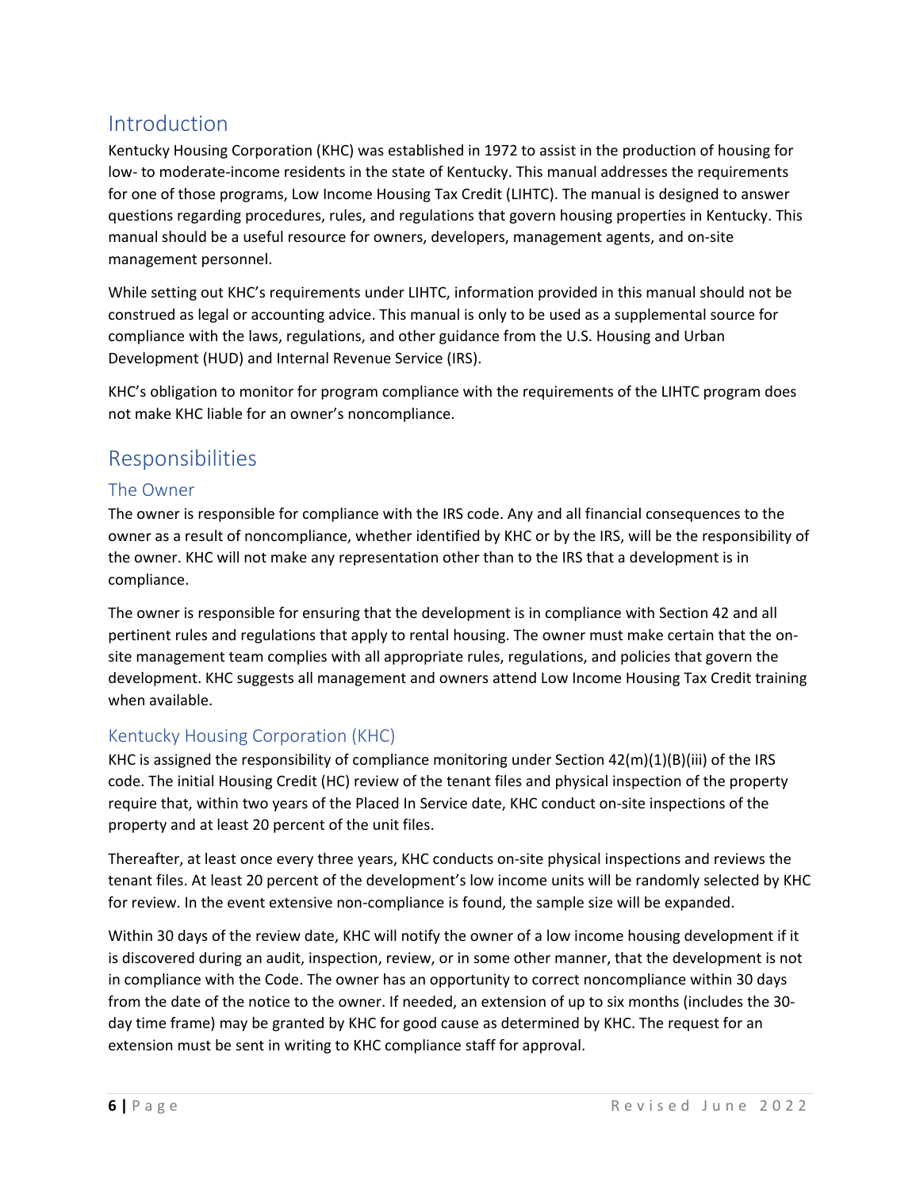## Introduction

Kentucky Housing Corporation (KHC) was established in 1972 to assist in the production of housing for low- to moderate-income residents in the state of Kentucky. This manual addresses the requirements for one of those programs, Low Income Housing Tax Credit (LIHTC). The manual is designed to answer questions regarding procedures, rules, and regulations that govern housing properties in Kentucky. This manual should be a useful resource for owners, developers, management agents, and on-site management personnel.

While setting out KHC's requirements under LIHTC, information provided in this manual should not be construed as legal or accounting advice. This manual is only to be used as a supplemental source for compliance with the laws, regulations, and other guidance from the U.S. Housing and Urban Development (HUD) and Internal Revenue Service (IRS).

KHC's obligation to monitor for program compliance with the requirements of the LIHTC program does not make KHC liable for an owner's noncompliance.

## Responsibilities

### The Owner

The owner is responsible for compliance with the IRS code. Any and all financial consequences to the owner as a result of noncompliance, whether identified by KHC or by the IRS, will be the responsibility of the owner. KHC will not make any representation other than to the IRS that a development is in compliance.

The owner is responsible for ensuring that the development is in compliance with Section 42 and all pertinent rules and regulations that apply to rental housing. The owner must make certain that the on-site management team complies with all appropriate rules, regulations, and policies that govern the development. KHC suggests all management and owners attend Low Income Housing Tax Credit training when available.

### Kentucky Housing Corporation (KHC)

KHC is assigned the responsibility of compliance monitoring under Section 42(m)(1)(B)(iii) of the IRS code. The initial Housing Credit (HC) review of the tenant files and physical inspection of the property require that, within two years of the Placed In Service date, KHC conduct on-site inspections of the property and at least 20 percent of the unit files.

Thereafter, at least once every three years, KHC conducts on-site physical inspections and reviews the tenant files. At least 20 percent of the development's low income units will be randomly selected by KHC for review. In the event extensive non-compliance is found, the sample size will be expanded.

Within 30 days of the review date, KHC will notify the owner of a low income housing development if it is discovered during an audit, inspection, review, or in some other manner, that the development is not in compliance with the Code. The owner has an opportunity to correct noncompliance within 30 days from the date of the notice to the owner. If needed, an extension of up to six months (includes the 30-day time frame) may be granted by KHC for good cause as determined by KHC. The request for an extension must be sent in writing to KHC compliance staff for approval.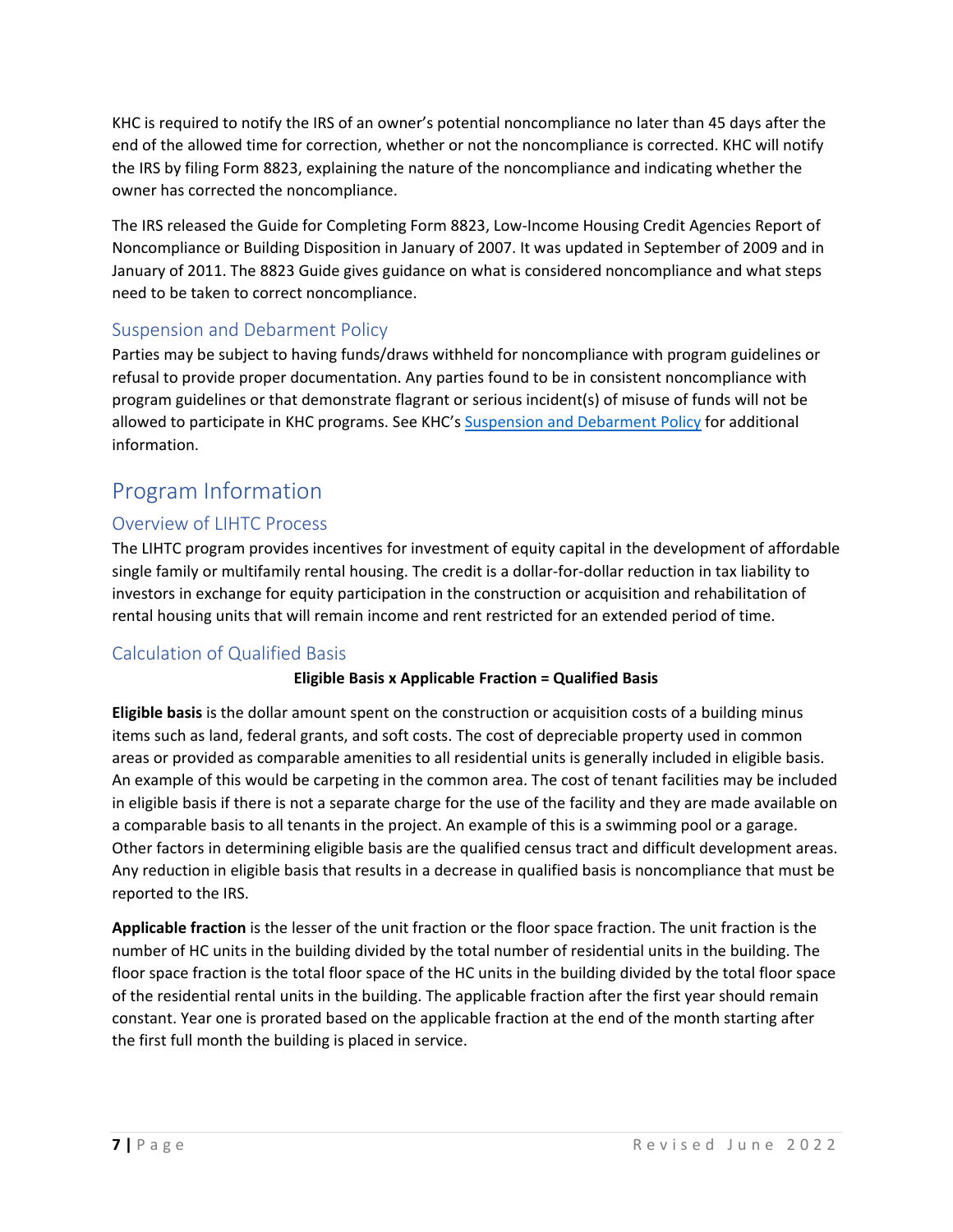KHC is required to notify the IRS of an owner's potential noncompliance no later than 45 days after the end of the allowed time for correction, whether or not the noncompliance is corrected. KHC will notify the IRS by filing Form 8823, explaining the nature of the noncompliance and indicating whether the owner has corrected the noncompliance.

The IRS released the Guide for Completing Form 8823, Low-Income Housing Credit Agencies Report of Noncompliance or Building Disposition in January of 2007. It was updated in September of 2009 and in January of 2011. The 8823 Guide gives guidance on what is considered noncompliance and what steps need to be taken to correct noncompliance.

### Suspension and Debarment Policy

Parties may be subject to having funds/draws withheld for noncompliance with program guidelines or refusal to provide proper documentation. Any parties found to be in consistent noncompliance with program guidelines or that demonstrate flagrant or serious incident(s) of misuse of funds will not be allowed to participate in KHC programs. See KHC's Suspension and Debarment Policy for additional information.

## Program Information

### Overview of LIHTC Process

The LIHTC program provides incentives for investment of equity capital in the development of affordable single family or multifamily rental housing. The credit is a dollar-for-dollar reduction in tax liability to investors in exchange for equity participation in the construction or acquisition and rehabilitation of rental housing units that will remain income and rent restricted for an extended period of time.

### Calculation of Qualified Basis

**Eligible Basis x Applicable Fraction = Qualified Basis**

**Eligible basis** is the dollar amount spent on the construction or acquisition costs of a building minus items such as land, federal grants, and soft costs. The cost of depreciable property used in common areas or provided as comparable amenities to all residential units is generally included in eligible basis. An example of this would be carpeting in the common area. The cost of tenant facilities may be included in eligible basis if there is not a separate charge for the use of the facility and they are made available on a comparable basis to all tenants in the project. An example of this is a swimming pool or a garage. Other factors in determining eligible basis are the qualified census tract and difficult development areas. Any reduction in eligible basis that results in a decrease in qualified basis is noncompliance that must be reported to the IRS.

**Applicable fraction** is the lesser of the unit fraction or the floor space fraction. The unit fraction is the number of HC units in the building divided by the total number of residential units in the building. The floor space fraction is the total floor space of the HC units in the building divided by the total floor space of the residential rental units in the building. The applicable fraction after the first year should remain constant. Year one is prorated based on the applicable fraction at the end of the month starting after the first full month the building is placed in service.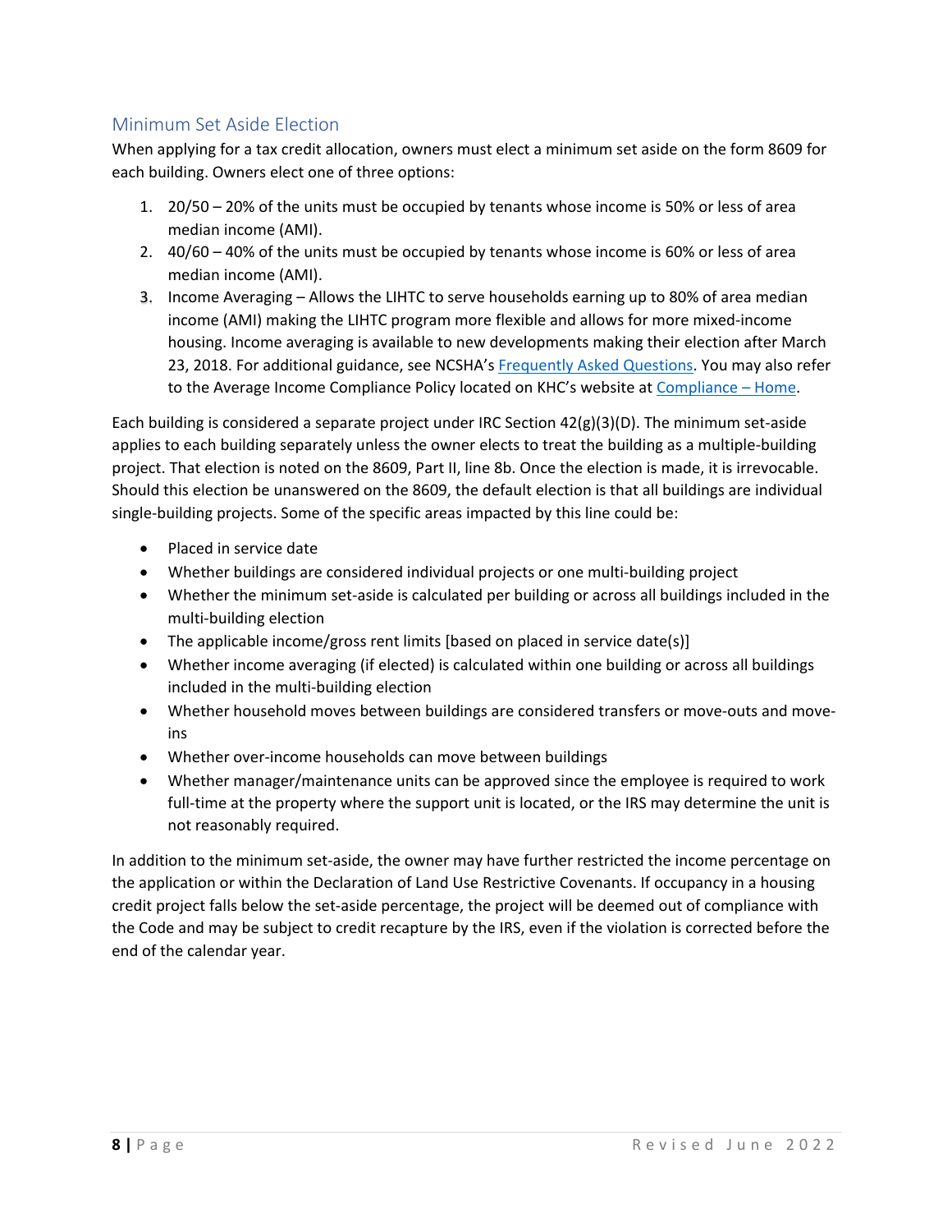## Minimum Set Aside Election

When applying for a tax credit allocation, owners must elect a minimum set aside on the form 8609 for each building. Owners elect one of three options:

1. 20/50 – 20% of the units must be occupied by tenants whose income is 50% or less of area median income (AMI).
2. 40/60 – 40% of the units must be occupied by tenants whose income is 60% or less of area median income (AMI).
3. Income Averaging – Allows the LIHTC to serve households earning up to 80% of area median income (AMI) making the LIHTC program more flexible and allows for more mixed-income housing. Income averaging is available to new developments making their election after March 23, 2018. For additional guidance, see NCSHA's Frequently Asked Questions. You may also refer to the Average Income Compliance Policy located on KHC's website at Compliance – Home.

Each building is considered a separate project under IRC Section 42(g)(3)(D). The minimum set-aside applies to each building separately unless the owner elects to treat the building as a multiple-building project. That election is noted on the 8609, Part II, line 8b. Once the election is made, it is irrevocable. Should this election be unanswered on the 8609, the default election is that all buildings are individual single-building projects. Some of the specific areas impacted by this line could be:

- Placed in service date
- Whether buildings are considered individual projects or one multi-building project
- Whether the minimum set-aside is calculated per building or across all buildings included in the multi-building election
- The applicable income/gross rent limits [based on placed in service date(s)]
- Whether income averaging (if elected) is calculated within one building or across all buildings included in the multi-building election
- Whether household moves between buildings are considered transfers or move-outs and move-ins
- Whether over-income households can move between buildings
- Whether manager/maintenance units can be approved since the employee is required to work full-time at the property where the support unit is located, or the IRS may determine the unit is not reasonably required.

In addition to the minimum set-aside, the owner may have further restricted the income percentage on the application or within the Declaration of Land Use Restrictive Covenants. If occupancy in a housing credit project falls below the set-aside percentage, the project will be deemed out of compliance with the Code and may be subject to credit recapture by the IRS, even if the violation is corrected before the end of the calendar year.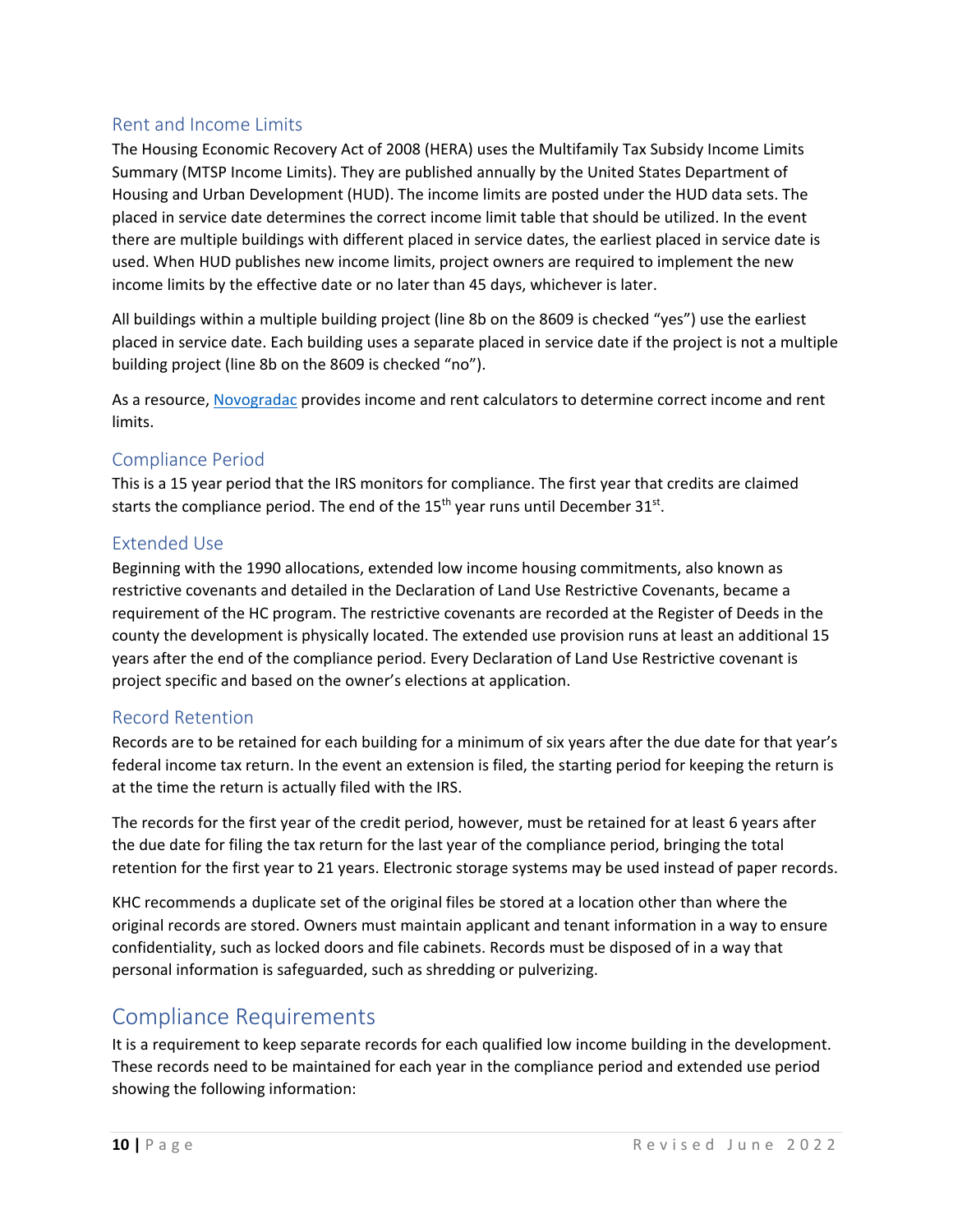## Rent and Income Limits

The Housing Economic Recovery Act of 2008 (HERA) uses the Multifamily Tax Subsidy Income Limits Summary (MTSP Income Limits). They are published annually by the United States Department of Housing and Urban Development (HUD). The income limits are posted under the HUD data sets. The placed in service date determines the correct income limit table that should be utilized. In the event there are multiple buildings with different placed in service dates, the earliest placed in service date is used. When HUD publishes new income limits, project owners are required to implement the new income limits by the effective date or no later than 45 days, whichever is later.

All buildings within a multiple building project (line 8b on the 8609 is checked "yes") use the earliest placed in service date. Each building uses a separate placed in service date if the project is not a multiple building project (line 8b on the 8609 is checked "no").

As a resource, Novogradac provides income and rent calculators to determine correct income and rent limits.

## Compliance Period

This is a 15 year period that the IRS monitors for compliance. The first year that credits are claimed starts the compliance period. The end of the 15th year runs until December 31st.

## Extended Use

Beginning with the 1990 allocations, extended low income housing commitments, also known as restrictive covenants and detailed in the Declaration of Land Use Restrictive Covenants, became a requirement of the HC program. The restrictive covenants are recorded at the Register of Deeds in the county the development is physically located. The extended use provision runs at least an additional 15 years after the end of the compliance period. Every Declaration of Land Use Restrictive covenant is project specific and based on the owner's elections at application.

## Record Retention

Records are to be retained for each building for a minimum of six years after the due date for that year's federal income tax return. In the event an extension is filed, the starting period for keeping the return is at the time the return is actually filed with the IRS.

The records for the first year of the credit period, however, must be retained for at least 6 years after the due date for filing the tax return for the last year of the compliance period, bringing the total retention for the first year to 21 years. Electronic storage systems may be used instead of paper records.

KHC recommends a duplicate set of the original files be stored at a location other than where the original records are stored. Owners must maintain applicant and tenant information in a way to ensure confidentiality, such as locked doors and file cabinets. Records must be disposed of in a way that personal information is safeguarded, such as shredding or pulverizing.

# Compliance Requirements

It is a requirement to keep separate records for each qualified low income building in the development. These records need to be maintained for each year in the compliance period and extended use period showing the following information: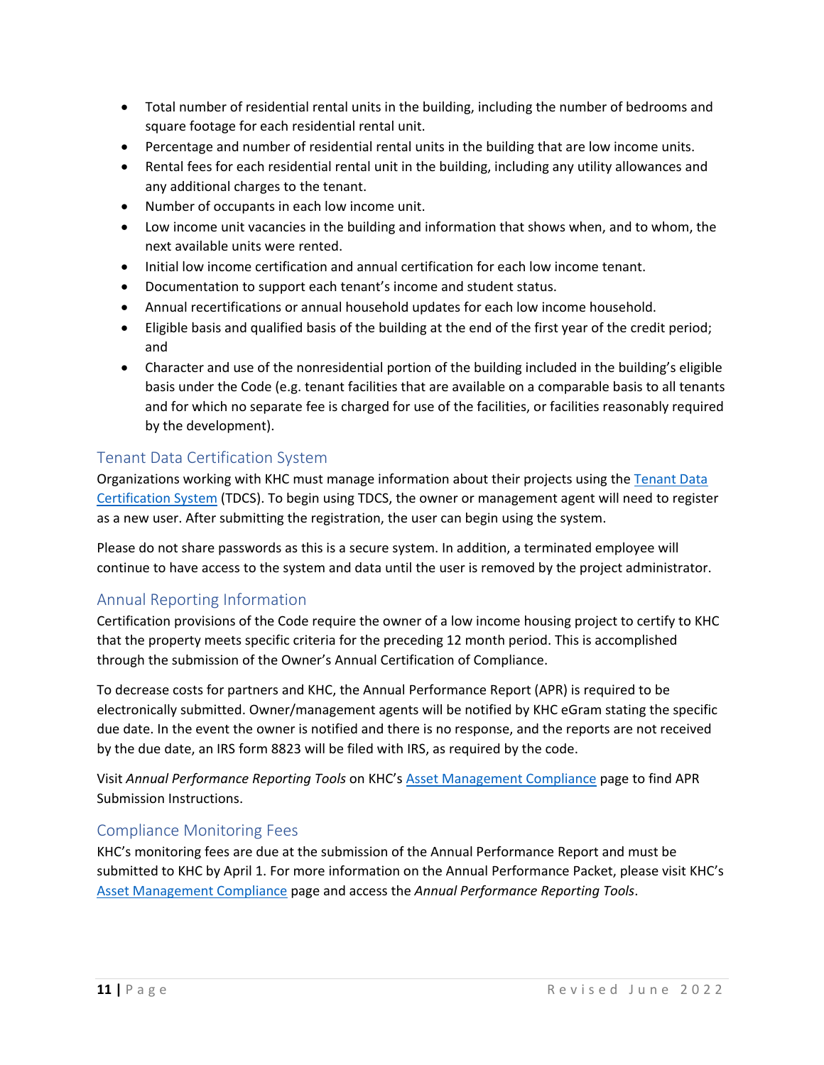- Total number of residential rental units in the building, including the number of bedrooms and square footage for each residential rental unit.
- Percentage and number of residential rental units in the building that are low income units.
- Rental fees for each residential rental unit in the building, including any utility allowances and any additional charges to the tenant.
- Number of occupants in each low income unit.
- Low income unit vacancies in the building and information that shows when, and to whom, the next available units were rented.
- Initial low income certification and annual certification for each low income tenant.
- Documentation to support each tenant's income and student status.
- Annual recertifications or annual household updates for each low income household.
- Eligible basis and qualified basis of the building at the end of the first year of the credit period; and
- Character and use of the nonresidential portion of the building included in the building's eligible basis under the Code (e.g. tenant facilities that are available on a comparable basis to all tenants and for which no separate fee is charged for use of the facilities, or facilities reasonably required by the development).

## Tenant Data Certification System

Organizations working with KHC must manage information about their projects using the Tenant Data Certification System (TDCS). To begin using TDCS, the owner or management agent will need to register as a new user. After submitting the registration, the user can begin using the system.

Please do not share passwords as this is a secure system. In addition, a terminated employee will continue to have access to the system and data until the user is removed by the project administrator.

## Annual Reporting Information

Certification provisions of the Code require the owner of a low income housing project to certify to KHC that the property meets specific criteria for the preceding 12 month period. This is accomplished through the submission of the Owner's Annual Certification of Compliance.

To decrease costs for partners and KHC, the Annual Performance Report (APR) is required to be electronically submitted. Owner/management agents will be notified by KHC eGram stating the specific due date. In the event the owner is notified and there is no response, and the reports are not received by the due date, an IRS form 8823 will be filed with IRS, as required by the code.

Visit *Annual Performance Reporting Tools* on KHC's Asset Management Compliance page to find APR Submission Instructions.

## Compliance Monitoring Fees

KHC's monitoring fees are due at the submission of the Annual Performance Report and must be submitted to KHC by April 1. For more information on the Annual Performance Packet, please visit KHC's Asset Management Compliance page and access the *Annual Performance Reporting Tools*.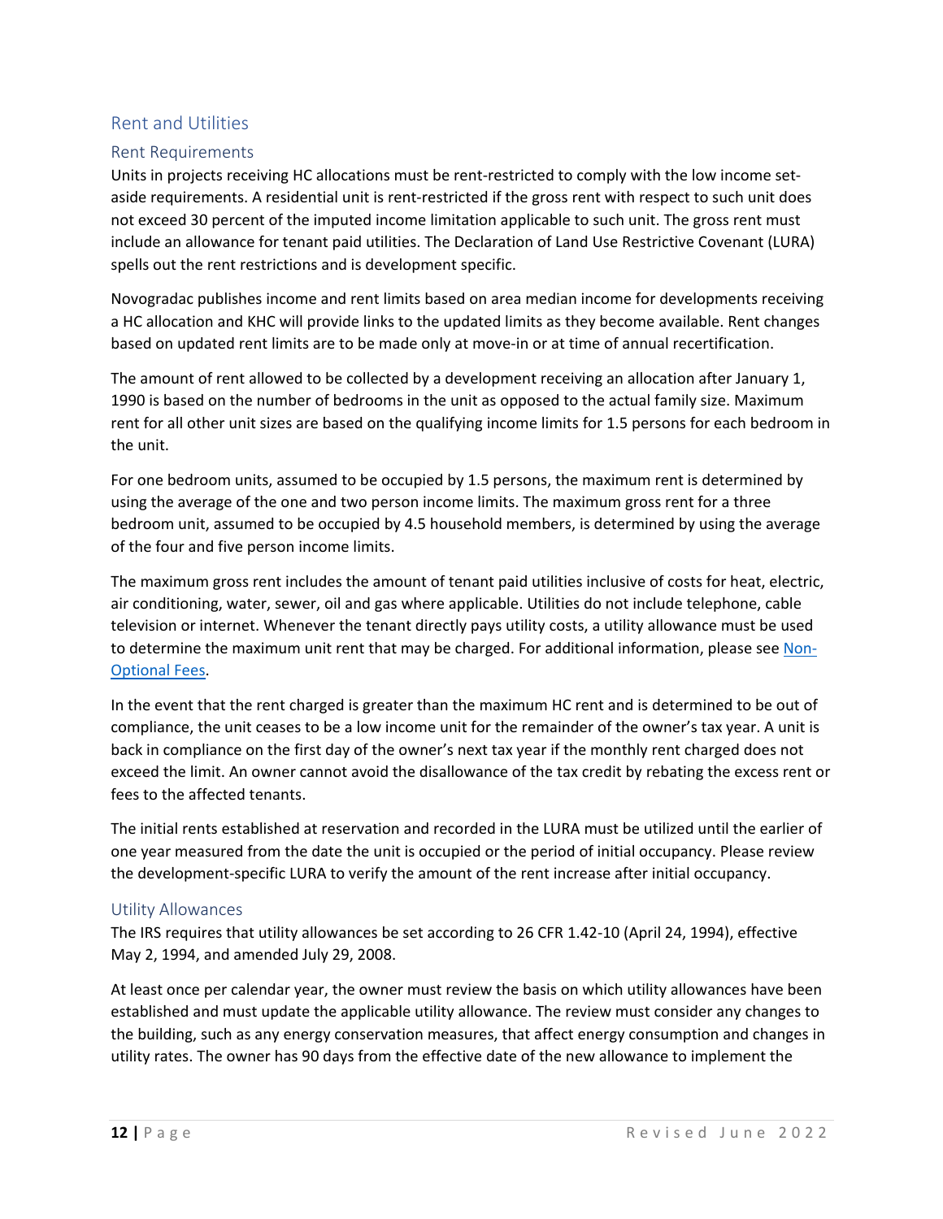## Rent and Utilities

### Rent Requirements

Units in projects receiving HC allocations must be rent-restricted to comply with the low income set-aside requirements. A residential unit is rent-restricted if the gross rent with respect to such unit does not exceed 30 percent of the imputed income limitation applicable to such unit. The gross rent must include an allowance for tenant paid utilities. The Declaration of Land Use Restrictive Covenant (LURA) spells out the rent restrictions and is development specific.

Novogradac publishes income and rent limits based on area median income for developments receiving a HC allocation and KHC will provide links to the updated limits as they become available. Rent changes based on updated rent limits are to be made only at move-in or at time of annual recertification.

The amount of rent allowed to be collected by a development receiving an allocation after January 1, 1990 is based on the number of bedrooms in the unit as opposed to the actual family size. Maximum rent for all other unit sizes are based on the qualifying income limits for 1.5 persons for each bedroom in the unit.

For one bedroom units, assumed to be occupied by 1.5 persons, the maximum rent is determined by using the average of the one and two person income limits. The maximum gross rent for a three bedroom unit, assumed to be occupied by 4.5 household members, is determined by using the average of the four and five person income limits.

The maximum gross rent includes the amount of tenant paid utilities inclusive of costs for heat, electric, air conditioning, water, sewer, oil and gas where applicable. Utilities do not include telephone, cable television or internet. Whenever the tenant directly pays utility costs, a utility allowance must be used to determine the maximum unit rent that may be charged. For additional information, please see [Non-Optional Fees](#).

In the event that the rent charged is greater than the maximum HC rent and is determined to be out of compliance, the unit ceases to be a low income unit for the remainder of the owner's tax year. A unit is back in compliance on the first day of the owner's next tax year if the monthly rent charged does not exceed the limit. An owner cannot avoid the disallowance of the tax credit by rebating the excess rent or fees to the affected tenants.

The initial rents established at reservation and recorded in the LURA must be utilized until the earlier of one year measured from the date the unit is occupied or the period of initial occupancy. Please review the development-specific LURA to verify the amount of the rent increase after initial occupancy.

### Utility Allowances

The IRS requires that utility allowances be set according to 26 CFR 1.42-10 (April 24, 1994), effective May 2, 1994, and amended July 29, 2008.

At least once per calendar year, the owner must review the basis on which utility allowances have been established and must update the applicable utility allowance. The review must consider any changes to the building, such as any energy conservation measures, that affect energy consumption and changes in utility rates. The owner has 90 days from the effective date of the new allowance to implement the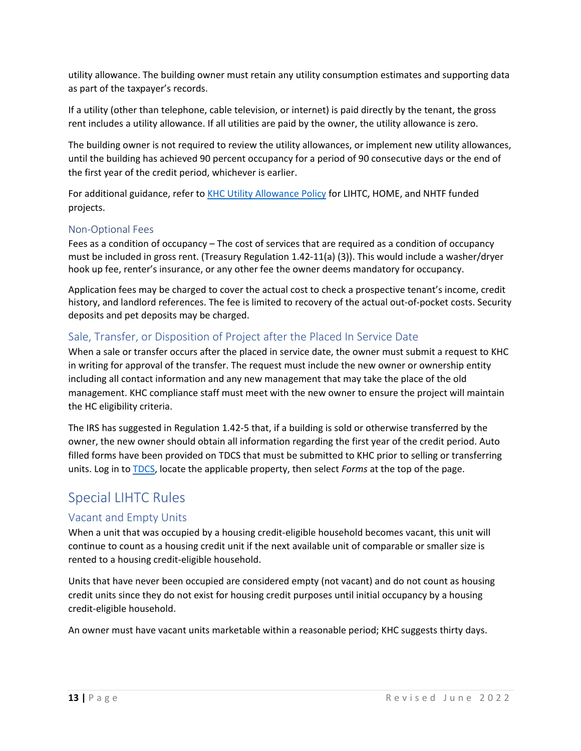utility allowance. The building owner must retain any utility consumption estimates and supporting data as part of the taxpayer's records.

If a utility (other than telephone, cable television, or internet) is paid directly by the tenant, the gross rent includes a utility allowance. If all utilities are paid by the owner, the utility allowance is zero.

The building owner is not required to review the utility allowances, or implement new utility allowances, until the building has achieved 90 percent occupancy for a period of 90 consecutive days or the end of the first year of the credit period, whichever is earlier.

For additional guidance, refer to [KHC Utility Allowance Policy] for LIHTC, HOME, and NHTF funded projects.

### Non-Optional Fees

Fees as a condition of occupancy – The cost of services that are required as a condition of occupancy must be included in gross rent. (Treasury Regulation 1.42-11(a) (3)). This would include a washer/dryer hook up fee, renter's insurance, or any other fee the owner deems mandatory for occupancy.

Application fees may be charged to cover the actual cost to check a prospective tenant's income, credit history, and landlord references. The fee is limited to recovery of the actual out-of-pocket costs. Security deposits and pet deposits may be charged.

## Sale, Transfer, or Disposition of Project after the Placed In Service Date

When a sale or transfer occurs after the placed in service date, the owner must submit a request to KHC in writing for approval of the transfer. The request must include the new owner or ownership entity including all contact information and any new management that may take the place of the old management. KHC compliance staff must meet with the new owner to ensure the project will maintain the HC eligibility criteria.

The IRS has suggested in Regulation 1.42-5 that, if a building is sold or otherwise transferred by the owner, the new owner should obtain all information regarding the first year of the credit period. Auto filled forms have been provided on TDCS that must be submitted to KHC prior to selling or transferring units. Log in to TDCS, locate the applicable property, then select *Forms* at the top of the page.

# Special LIHTC Rules

## Vacant and Empty Units

When a unit that was occupied by a housing credit-eligible household becomes vacant, this unit will continue to count as a housing credit unit if the next available unit of comparable or smaller size is rented to a housing credit-eligible household.

Units that have never been occupied are considered empty (not vacant) and do not count as housing credit units since they do not exist for housing credit purposes until initial occupancy by a housing credit-eligible household.

An owner must have vacant units marketable within a reasonable period; KHC suggests thirty days.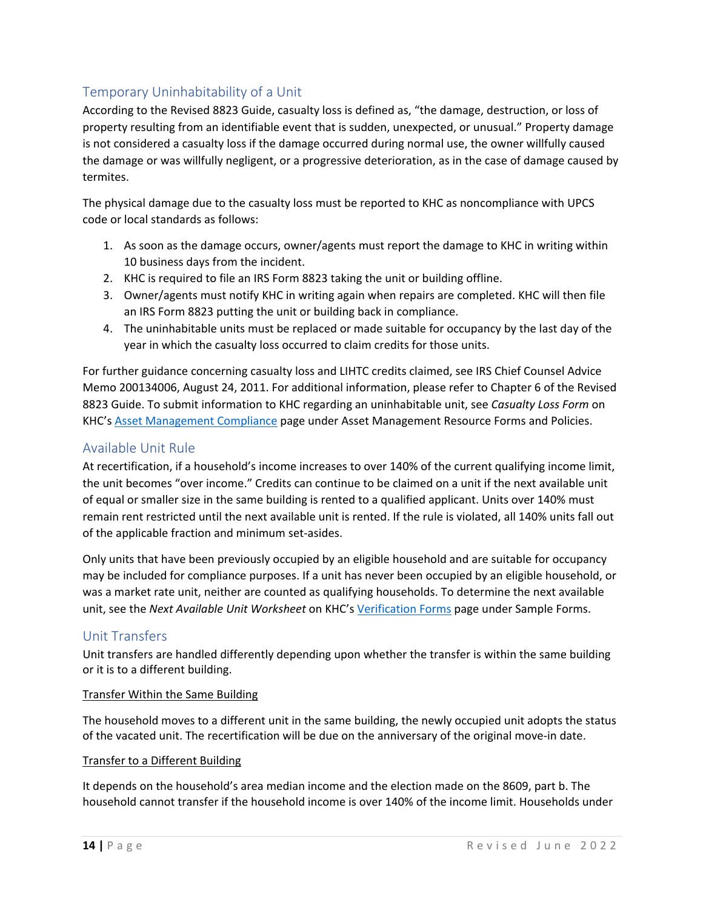## Temporary Uninhabitability of a Unit

According to the Revised 8823 Guide, casualty loss is defined as, "the damage, destruction, or loss of property resulting from an identifiable event that is sudden, unexpected, or unusual." Property damage is not considered a casualty loss if the damage occurred during normal use, the owner willfully caused the damage or was willfully negligent, or a progressive deterioration, as in the case of damage caused by termites.

The physical damage due to the casualty loss must be reported to KHC as noncompliance with UPCS code or local standards as follows:

1. As soon as the damage occurs, owner/agents must report the damage to KHC in writing within 10 business days from the incident.
2. KHC is required to file an IRS Form 8823 taking the unit or building offline.
3. Owner/agents must notify KHC in writing again when repairs are completed. KHC will then file an IRS Form 8823 putting the unit or building back in compliance.
4. The uninhabitable units must be replaced or made suitable for occupancy by the last day of the year in which the casualty loss occurred to claim credits for those units.

For further guidance concerning casualty loss and LIHTC credits claimed, see IRS Chief Counsel Advice Memo 200134006, August 24, 2011. For additional information, please refer to Chapter 6 of the Revised 8823 Guide. To submit information to KHC regarding an uninhabitable unit, see *Casualty Loss Form* on KHC's Asset Management Compliance page under Asset Management Resource Forms and Policies.

## Available Unit Rule

At recertification, if a household's income increases to over 140% of the current qualifying income limit, the unit becomes "over income." Credits can continue to be claimed on a unit if the next available unit of equal or smaller size in the same building is rented to a qualified applicant. Units over 140% must remain rent restricted until the next available unit is rented. If the rule is violated, all 140% units fall out of the applicable fraction and minimum set-asides.

Only units that have been previously occupied by an eligible household and are suitable for occupancy may be included for compliance purposes. If a unit has never been occupied by an eligible household, or was a market rate unit, neither are counted as qualifying households. To determine the next available unit, see the *Next Available Unit Worksheet* on KHC's Verification Forms page under Sample Forms.

## Unit Transfers

Unit transfers are handled differently depending upon whether the transfer is within the same building or it is to a different building.

<u>Transfer Within the Same Building</u>

The household moves to a different unit in the same building, the newly occupied unit adopts the status of the vacated unit. The recertification will be due on the anniversary of the original move-in date.

<u>Transfer to a Different Building</u>

It depends on the household's area median income and the election made on the 8609, part b. The household cannot transfer if the household income is over 140% of the income limit. Households under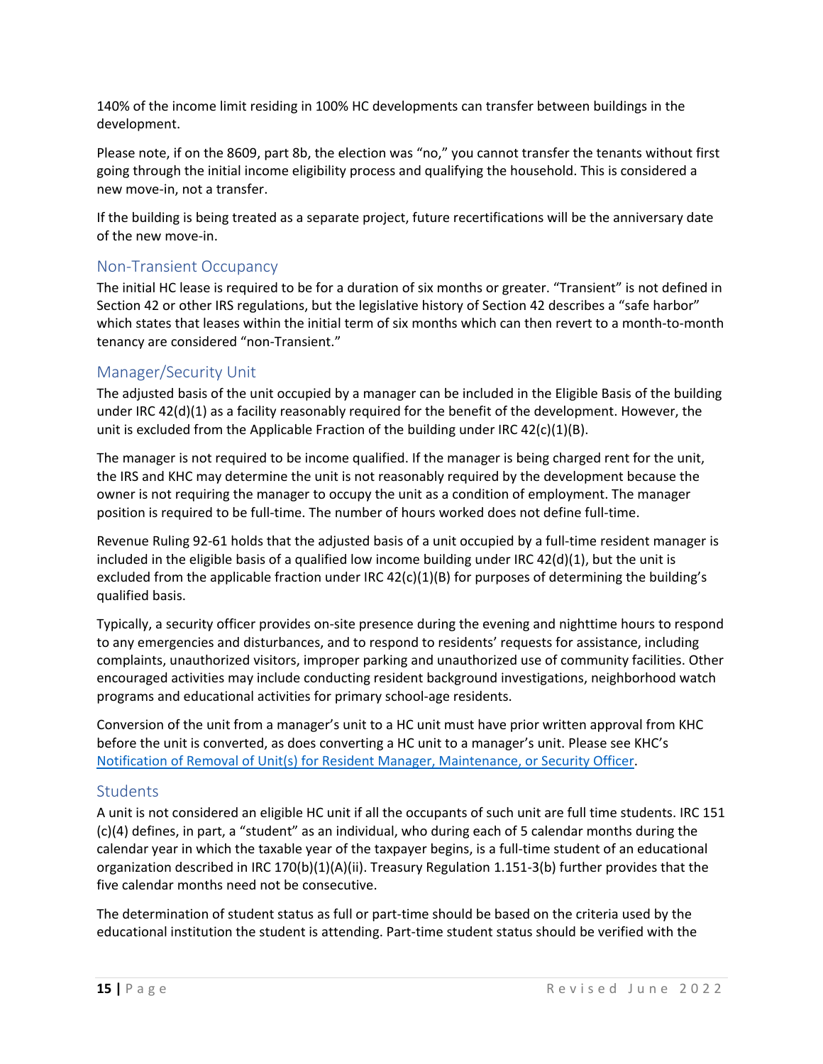140% of the income limit residing in 100% HC developments can transfer between buildings in the development.

Please note, if on the 8609, part 8b, the election was "no," you cannot transfer the tenants without first going through the initial income eligibility process and qualifying the household. This is considered a new move-in, not a transfer.

If the building is being treated as a separate project, future recertifications will be the anniversary date of the new move-in.

## Non-Transient Occupancy

The initial HC lease is required to be for a duration of six months or greater. "Transient" is not defined in Section 42 or other IRS regulations, but the legislative history of Section 42 describes a "safe harbor" which states that leases within the initial term of six months which can then revert to a month-to-month tenancy are considered "non-Transient."

## Manager/Security Unit

The adjusted basis of the unit occupied by a manager can be included in the Eligible Basis of the building under IRC 42(d)(1) as a facility reasonably required for the benefit of the development. However, the unit is excluded from the Applicable Fraction of the building under IRC 42(c)(1)(B).

The manager is not required to be income qualified. If the manager is being charged rent for the unit, the IRS and KHC may determine the unit is not reasonably required by the development because the owner is not requiring the manager to occupy the unit as a condition of employment. The manager position is required to be full-time. The number of hours worked does not define full-time.

Revenue Ruling 92-61 holds that the adjusted basis of a unit occupied by a full-time resident manager is included in the eligible basis of a qualified low income building under IRC 42(d)(1), but the unit is excluded from the applicable fraction under IRC 42(c)(1)(B) for purposes of determining the building's qualified basis.

Typically, a security officer provides on-site presence during the evening and nighttime hours to respond to any emergencies and disturbances, and to respond to residents' requests for assistance, including complaints, unauthorized visitors, improper parking and unauthorized use of community facilities. Other encouraged activities may include conducting resident background investigations, neighborhood watch programs and educational activities for primary school-age residents.

Conversion of the unit from a manager's unit to a HC unit must have prior written approval from KHC before the unit is converted, as does converting a HC unit to a manager's unit. Please see KHC's Notification of Removal of Unit(s) for Resident Manager, Maintenance, or Security Officer.

## Students

A unit is not considered an eligible HC unit if all the occupants of such unit are full time students. IRC 151 (c)(4) defines, in part, a "student" as an individual, who during each of 5 calendar months during the calendar year in which the taxable year of the taxpayer begins, is a full-time student of an educational organization described in IRC 170(b)(1)(A)(ii). Treasury Regulation 1.151-3(b) further provides that the five calendar months need not be consecutive.

The determination of student status as full or part-time should be based on the criteria used by the educational institution the student is attending. Part-time student status should be verified with the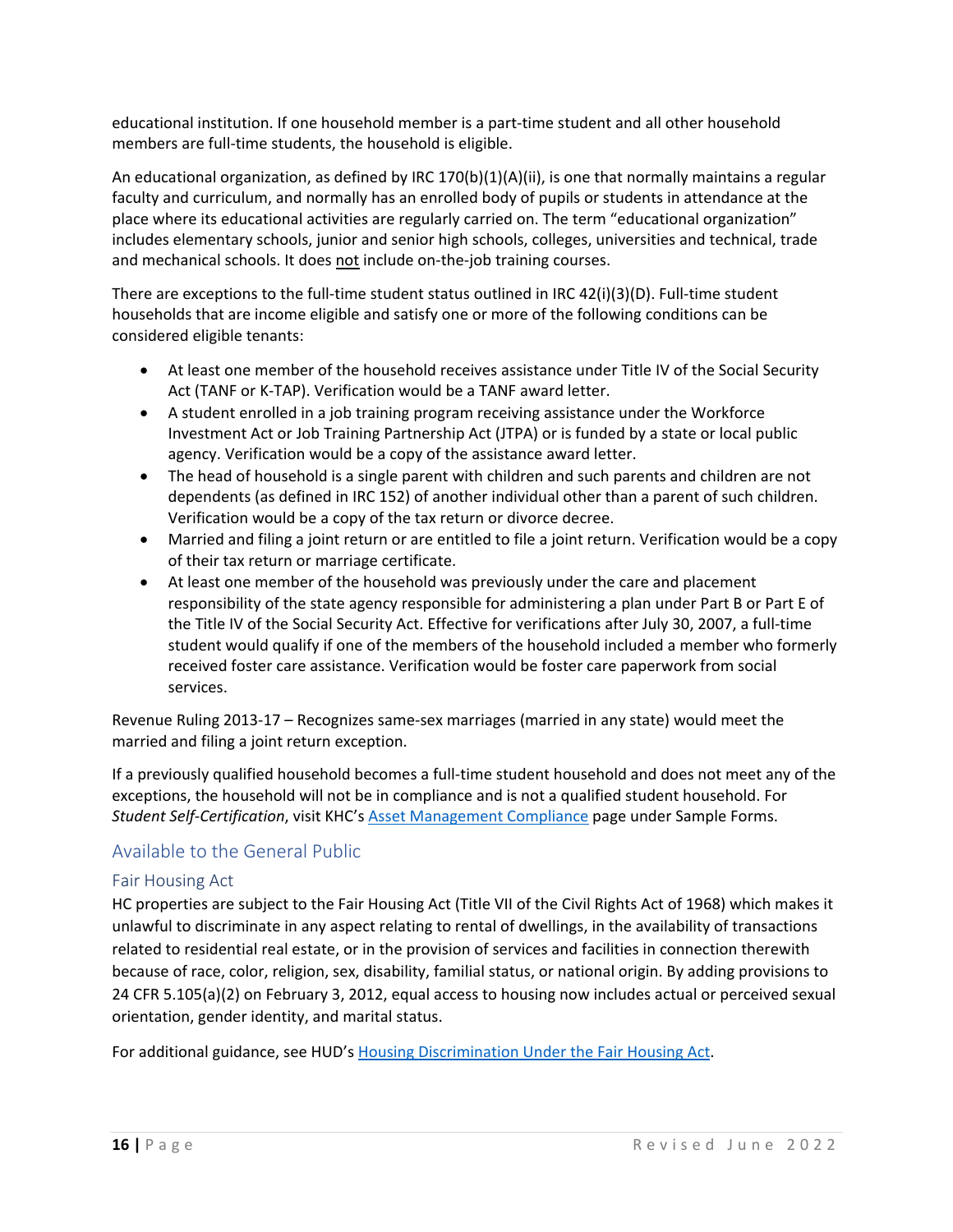educational institution. If one household member is a part-time student and all other household members are full-time students, the household is eligible.

An educational organization, as defined by IRC 170(b)(1)(A)(ii), is one that normally maintains a regular faculty and curriculum, and normally has an enrolled body of pupils or students in attendance at the place where its educational activities are regularly carried on. The term “educational organization” includes elementary schools, junior and senior high schools, colleges, universities and technical, trade and mechanical schools. It does <u>not</u> include on-the-job training courses.

There are exceptions to the full-time student status outlined in IRC 42(i)(3)(D). Full-time student households that are income eligible and satisfy one or more of the following conditions can be considered eligible tenants:

- At least one member of the household receives assistance under Title IV of the Social Security Act (TANF or K-TAP). Verification would be a TANF award letter.
- A student enrolled in a job training program receiving assistance under the Workforce Investment Act or Job Training Partnership Act (JTPA) or is funded by a state or local public agency. Verification would be a copy of the assistance award letter.
- The head of household is a single parent with children and such parents and children are not dependents (as defined in IRC 152) of another individual other than a parent of such children. Verification would be a copy of the tax return or divorce decree.
- Married and filing a joint return or are entitled to file a joint return. Verification would be a copy of their tax return or marriage certificate.
- At least one member of the household was previously under the care and placement responsibility of the state agency responsible for administering a plan under Part B or Part E of the Title IV of the Social Security Act. Effective for verifications after July 30, 2007, a full-time student would qualify if one of the members of the household included a member who formerly received foster care assistance. Verification would be foster care paperwork from social services.

Revenue Ruling 2013-17 – Recognizes same-sex marriages (married in any state) would meet the married and filing a joint return exception.

If a previously qualified household becomes a full-time student household and does not meet any of the exceptions, the household will not be in compliance and is not a qualified student household. For *Student Self-Certification*, visit KHC’s Asset Management Compliance page under Sample Forms.

## Available to the General Public

### Fair Housing Act

HC properties are subject to the Fair Housing Act (Title VII of the Civil Rights Act of 1968) which makes it unlawful to discriminate in any aspect relating to rental of dwellings, in the availability of transactions related to residential real estate, or in the provision of services and facilities in connection therewith because of race, color, religion, sex, disability, familial status, or national origin. By adding provisions to 24 CFR 5.105(a)(2) on February 3, 2012, equal access to housing now includes actual or perceived sexual orientation, gender identity, and marital status.

For additional guidance, see HUD’s Housing Discrimination Under the Fair Housing Act.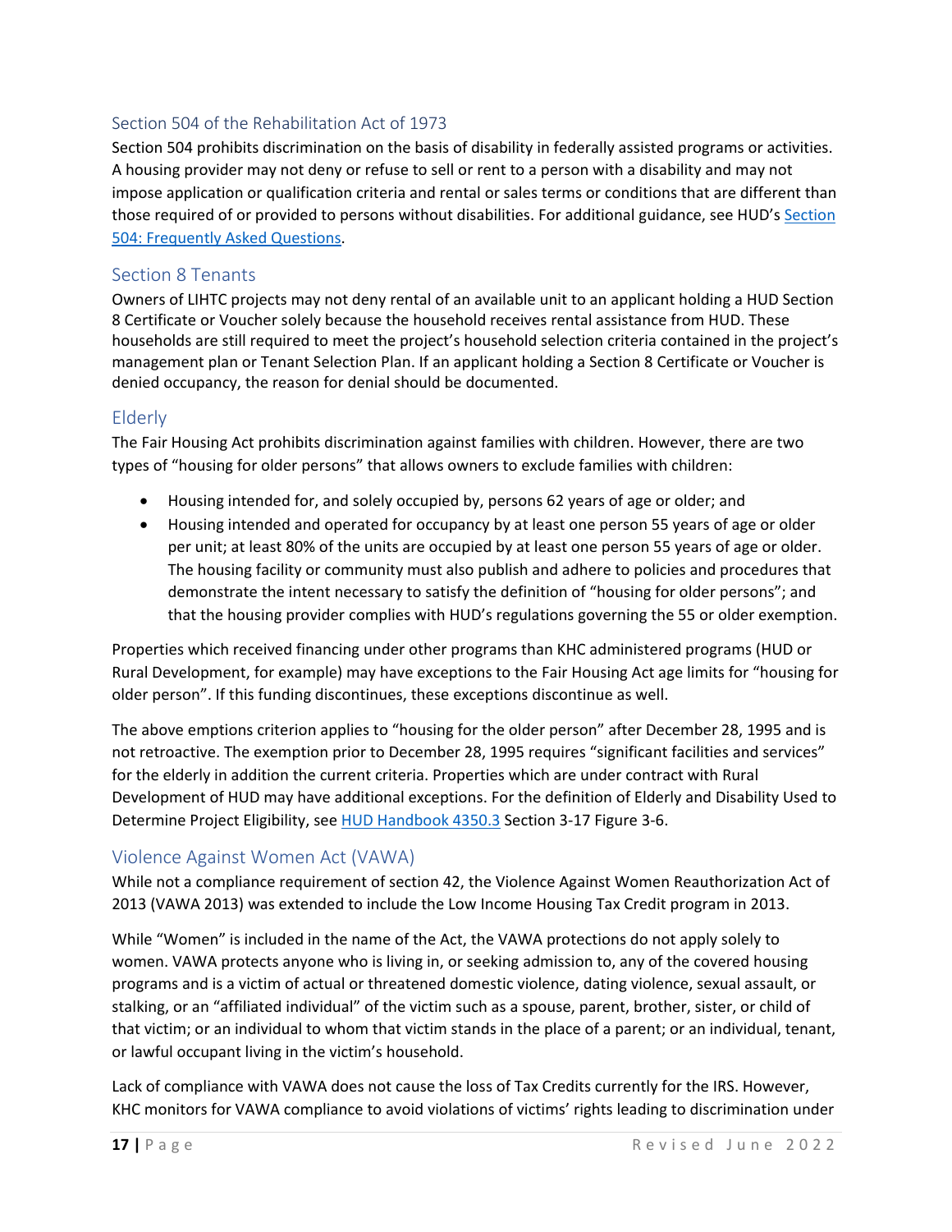## Section 504 of the Rehabilitation Act of 1973

Section 504 prohibits discrimination on the basis of disability in federally assisted programs or activities. A housing provider may not deny or refuse to sell or rent to a person with a disability and may not impose application or qualification criteria and rental or sales terms or conditions that are different than those required of or provided to persons without disabilities. For additional guidance, see HUD's [Section 504: Frequently Asked Questions](#).

## Section 8 Tenants

Owners of LIHTC projects may not deny rental of an available unit to an applicant holding a HUD Section 8 Certificate or Voucher solely because the household receives rental assistance from HUD. These households are still required to meet the project's household selection criteria contained in the project's management plan or Tenant Selection Plan. If an applicant holding a Section 8 Certificate or Voucher is denied occupancy, the reason for denial should be documented.

## Elderly

The Fair Housing Act prohibits discrimination against families with children. However, there are two types of "housing for older persons" that allows owners to exclude families with children:

- Housing intended for, and solely occupied by, persons 62 years of age or older; and
- Housing intended and operated for occupancy by at least one person 55 years of age or older per unit; at least 80% of the units are occupied by at least one person 55 years of age or older. The housing facility or community must also publish and adhere to policies and procedures that demonstrate the intent necessary to satisfy the definition of "housing for older persons"; and that the housing provider complies with HUD's regulations governing the 55 or older exemption.

Properties which received financing under other programs than KHC administered programs (HUD or Rural Development, for example) may have exceptions to the Fair Housing Act age limits for "housing for older person". If this funding discontinues, these exceptions discontinue as well.

The above emptions criterion applies to "housing for the older person" after December 28, 1995 and is not retroactive. The exemption prior to December 28, 1995 requires "significant facilities and services" for the elderly in addition the current criteria. Properties which are under contract with Rural Development of HUD may have additional exceptions. For the definition of Elderly and Disability Used to Determine Project Eligibility, see [HUD Handbook 4350.3](#) Section 3-17 Figure 3-6.

## Violence Against Women Act (VAWA)

While not a compliance requirement of section 42, the Violence Against Women Reauthorization Act of 2013 (VAWA 2013) was extended to include the Low Income Housing Tax Credit program in 2013.

While "Women" is included in the name of the Act, the VAWA protections do not apply solely to women. VAWA protects anyone who is living in, or seeking admission to, any of the covered housing programs and is a victim of actual or threatened domestic violence, dating violence, sexual assault, or stalking, or an "affiliated individual" of the victim such as a spouse, parent, brother, sister, or child of that victim; or an individual to whom that victim stands in the place of a parent; or an individual, tenant, or lawful occupant living in the victim's household.

Lack of compliance with VAWA does not cause the loss of Tax Credits currently for the IRS. However, KHC monitors for VAWA compliance to avoid violations of victims' rights leading to discrimination under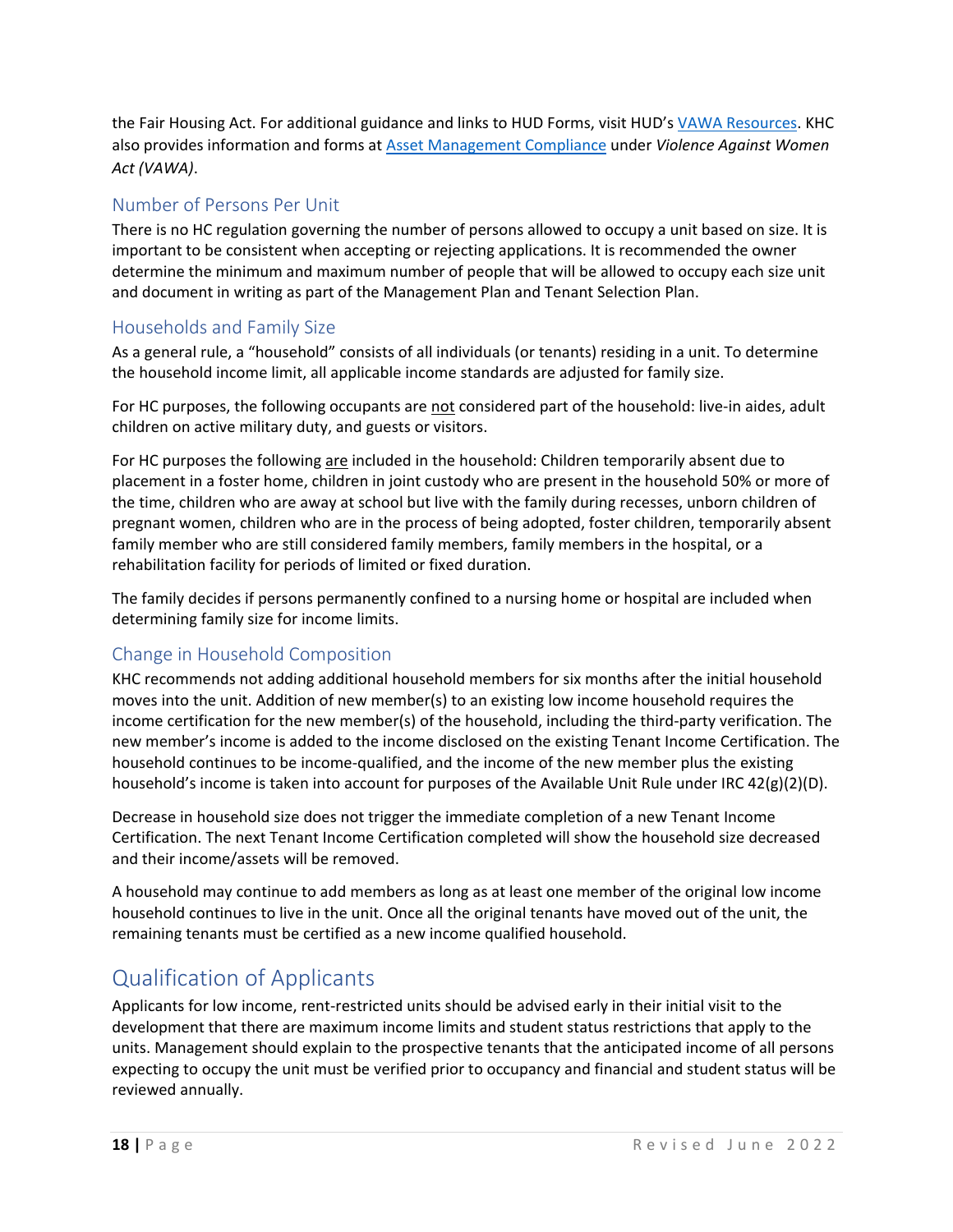the Fair Housing Act. For additional guidance and links to HUD Forms, visit HUD's VAWA Resources. KHC also provides information and forms at Asset Management Compliance under *Violence Against Women Act (VAWA)*.

### Number of Persons Per Unit

There is no HC regulation governing the number of persons allowed to occupy a unit based on size. It is important to be consistent when accepting or rejecting applications. It is recommended the owner determine the minimum and maximum number of people that will be allowed to occupy each size unit and document in writing as part of the Management Plan and Tenant Selection Plan.

### Households and Family Size

As a general rule, a "household" consists of all individuals (or tenants) residing in a unit. To determine the household income limit, all applicable income standards are adjusted for family size.

For HC purposes, the following occupants are not considered part of the household: live-in aides, adult children on active military duty, and guests or visitors.

For HC purposes the following are included in the household: Children temporarily absent due to placement in a foster home, children in joint custody who are present in the household 50% or more of the time, children who are away at school but live with the family during recesses, unborn children of pregnant women, children who are in the process of being adopted, foster children, temporarily absent family member who are still considered family members, family members in the hospital, or a rehabilitation facility for periods of limited or fixed duration.

The family decides if persons permanently confined to a nursing home or hospital are included when determining family size for income limits.

### Change in Household Composition

KHC recommends not adding additional household members for six months after the initial household moves into the unit. Addition of new member(s) to an existing low income household requires the income certification for the new member(s) of the household, including the third-party verification. The new member's income is added to the income disclosed on the existing Tenant Income Certification. The household continues to be income-qualified, and the income of the new member plus the existing household's income is taken into account for purposes of the Available Unit Rule under IRC 42(g)(2)(D).

Decrease in household size does not trigger the immediate completion of a new Tenant Income Certification. The next Tenant Income Certification completed will show the household size decreased and their income/assets will be removed.

A household may continue to add members as long as at least one member of the original low income household continues to live in the unit. Once all the original tenants have moved out of the unit, the remaining tenants must be certified as a new income qualified household.

## Qualification of Applicants

Applicants for low income, rent-restricted units should be advised early in their initial visit to the development that there are maximum income limits and student status restrictions that apply to the units. Management should explain to the prospective tenants that the anticipated income of all persons expecting to occupy the unit must be verified prior to occupancy and financial and student status will be reviewed annually.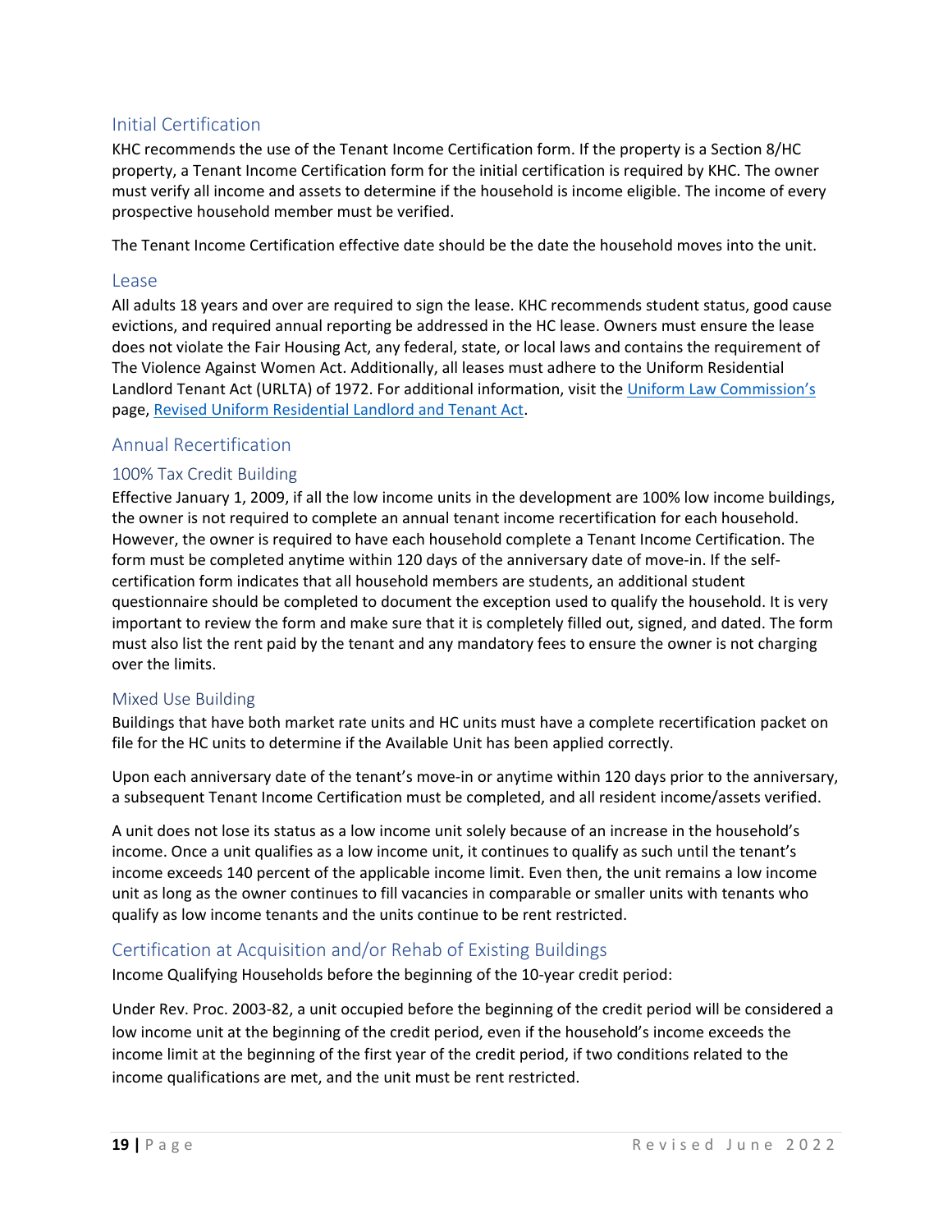## Initial Certification

KHC recommends the use of the Tenant Income Certification form. If the property is a Section 8/HC property, a Tenant Income Certification form for the initial certification is required by KHC. The owner must verify all income and assets to determine if the household is income eligible. The income of every prospective household member must be verified.

The Tenant Income Certification effective date should be the date the household moves into the unit.

### Lease

All adults 18 years and over are required to sign the lease. KHC recommends student status, good cause evictions, and required annual reporting be addressed in the HC lease. Owners must ensure the lease does not violate the Fair Housing Act, any federal, state, or local laws and contains the requirement of The Violence Against Women Act. Additionally, all leases must adhere to the Uniform Residential Landlord Tenant Act (URLTA) of 1972. For additional information, visit the [Uniform Law Commission's]() page, [Revised Uniform Residential Landlord and Tenant Act]().

## Annual Recertification

### 100% Tax Credit Building

Effective January 1, 2009, if all the low income units in the development are 100% low income buildings, the owner is not required to complete an annual tenant income recertification for each household. However, the owner is required to have each household complete a Tenant Income Certification. The form must be completed anytime within 120 days of the anniversary date of move-in. If the self-certification form indicates that all household members are students, an additional student questionnaire should be completed to document the exception used to qualify the household. It is very important to review the form and make sure that it is completely filled out, signed, and dated. The form must also list the rent paid by the tenant and any mandatory fees to ensure the owner is not charging over the limits.

### Mixed Use Building

Buildings that have both market rate units and HC units must have a complete recertification packet on file for the HC units to determine if the Available Unit has been applied correctly.

Upon each anniversary date of the tenant's move-in or anytime within 120 days prior to the anniversary, a subsequent Tenant Income Certification must be completed, and all resident income/assets verified.

A unit does not lose its status as a low income unit solely because of an increase in the household's income. Once a unit qualifies as a low income unit, it continues to qualify as such until the tenant's income exceeds 140 percent of the applicable income limit. Even then, the unit remains a low income unit as long as the owner continues to fill vacancies in comparable or smaller units with tenants who qualify as low income tenants and the units continue to be rent restricted.

## Certification at Acquisition and/or Rehab of Existing Buildings

Income Qualifying Households before the beginning of the 10-year credit period:

Under Rev. Proc. 2003-82, a unit occupied before the beginning of the credit period will be considered a low income unit at the beginning of the credit period, even if the household's income exceeds the income limit at the beginning of the first year of the credit period, if two conditions related to the income qualifications are met, and the unit must be rent restricted.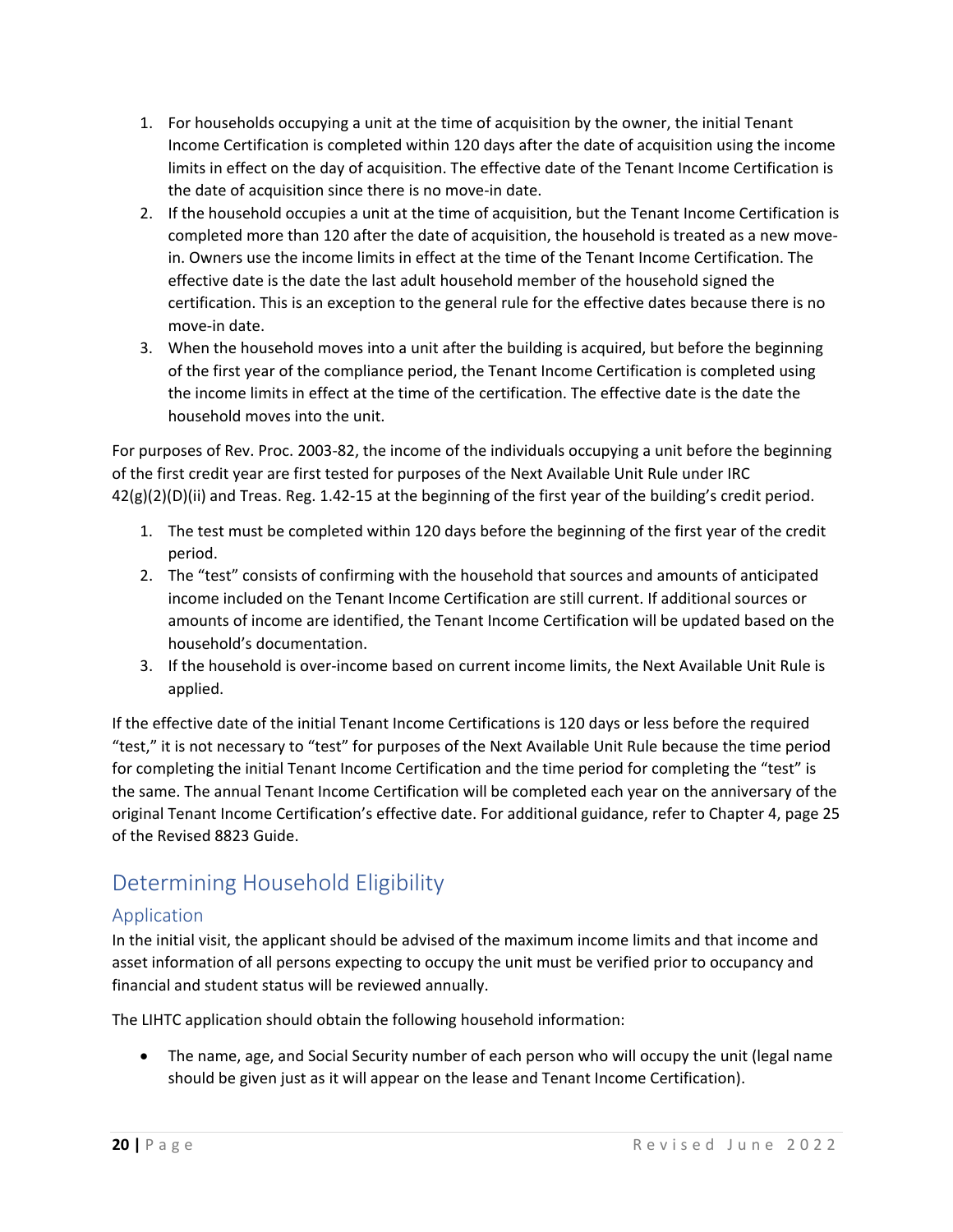1. For households occupying a unit at the time of acquisition by the owner, the initial Tenant Income Certification is completed within 120 days after the date of acquisition using the income limits in effect on the day of acquisition. The effective date of the Tenant Income Certification is the date of acquisition since there is no move-in date.
2. If the household occupies a unit at the time of acquisition, but the Tenant Income Certification is completed more than 120 after the date of acquisition, the household is treated as a new move-in. Owners use the income limits in effect at the time of the Tenant Income Certification. The effective date is the date the last adult household member of the household signed the certification. This is an exception to the general rule for the effective dates because there is no move-in date.
3. When the household moves into a unit after the building is acquired, but before the beginning of the first year of the compliance period, the Tenant Income Certification is completed using the income limits in effect at the time of the certification. The effective date is the date the household moves into the unit.

For purposes of Rev. Proc. 2003-82, the income of the individuals occupying a unit before the beginning of the first credit year are first tested for purposes of the Next Available Unit Rule under IRC 42(g)(2)(D)(ii) and Treas. Reg. 1.42-15 at the beginning of the first year of the building's credit period.

1. The test must be completed within 120 days before the beginning of the first year of the credit period.
2. The "test" consists of confirming with the household that sources and amounts of anticipated income included on the Tenant Income Certification are still current. If additional sources or amounts of income are identified, the Tenant Income Certification will be updated based on the household's documentation.
3. If the household is over-income based on current income limits, the Next Available Unit Rule is applied.

If the effective date of the initial Tenant Income Certifications is 120 days or less before the required "test," it is not necessary to "test" for purposes of the Next Available Unit Rule because the time period for completing the initial Tenant Income Certification and the time period for completing the "test" is the same. The annual Tenant Income Certification will be completed each year on the anniversary of the original Tenant Income Certification's effective date. For additional guidance, refer to Chapter 4, page 25 of the Revised 8823 Guide.

## Determining Household Eligibility

### Application

In the initial visit, the applicant should be advised of the maximum income limits and that income and asset information of all persons expecting to occupy the unit must be verified prior to occupancy and financial and student status will be reviewed annually.

The LIHTC application should obtain the following household information:

- The name, age, and Social Security number of each person who will occupy the unit (legal name should be given just as it will appear on the lease and Tenant Income Certification).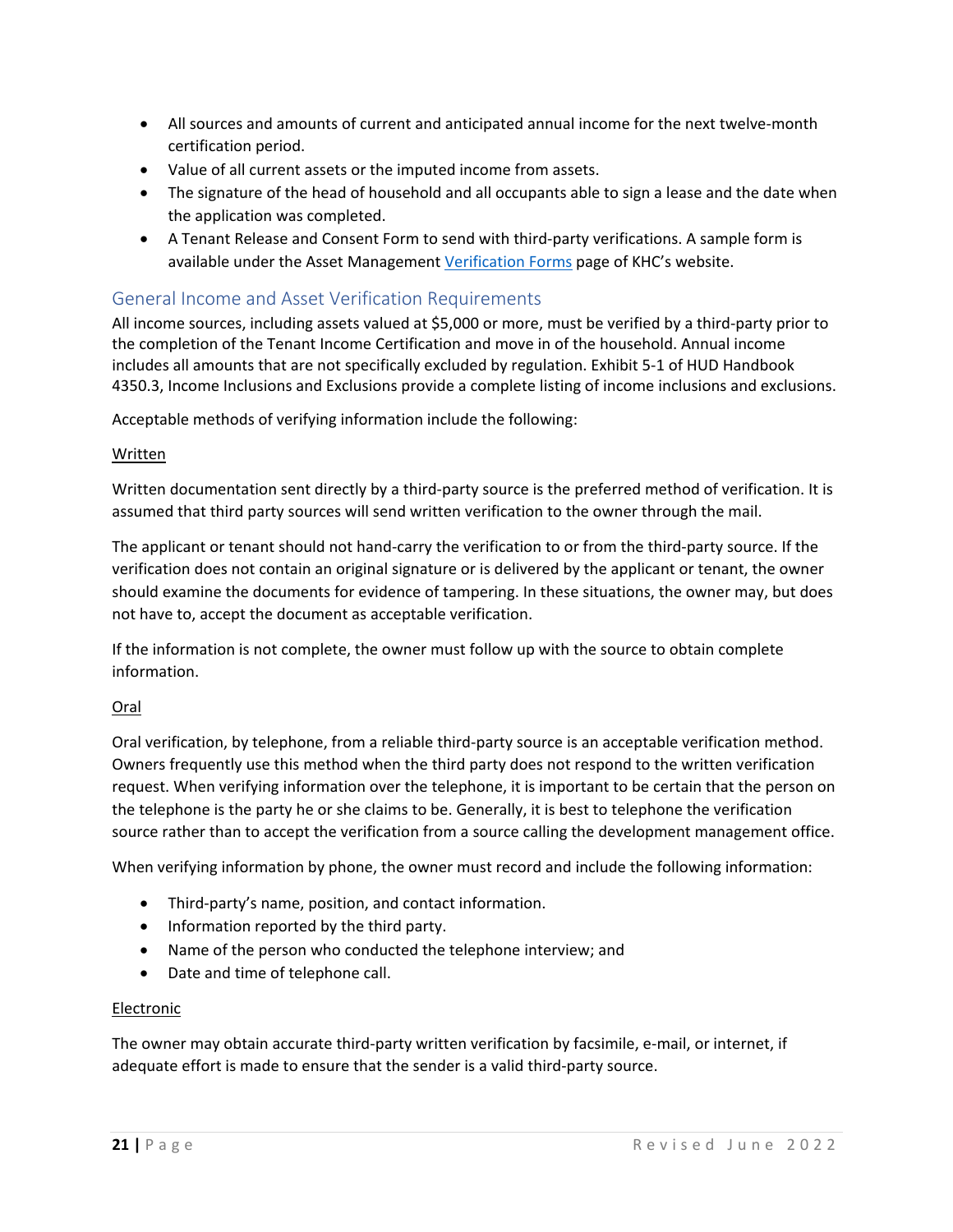- All sources and amounts of current and anticipated annual income for the next twelve-month certification period.
- Value of all current assets or the imputed income from assets.
- The signature of the head of household and all occupants able to sign a lease and the date when the application was completed.
- A Tenant Release and Consent Form to send with third-party verifications. A sample form is available under the Asset Management Verification Forms page of KHC's website.

## General Income and Asset Verification Requirements

All income sources, including assets valued at $5,000 or more, must be verified by a third-party prior to the completion of the Tenant Income Certification and move in of the household. Annual income includes all amounts that are not specifically excluded by regulation. Exhibit 5-1 of HUD Handbook 4350.3, Income Inclusions and Exclusions provide a complete listing of income inclusions and exclusions.

Acceptable methods of verifying information include the following:

<u>Written</u>

Written documentation sent directly by a third-party source is the preferred method of verification. It is assumed that third party sources will send written verification to the owner through the mail.

The applicant or tenant should not hand-carry the verification to or from the third-party source. If the verification does not contain an original signature or is delivered by the applicant or tenant, the owner should examine the documents for evidence of tampering. In these situations, the owner may, but does not have to, accept the document as acceptable verification.

If the information is not complete, the owner must follow up with the source to obtain complete information.

<u>Oral</u>

Oral verification, by telephone, from a reliable third-party source is an acceptable verification method. Owners frequently use this method when the third party does not respond to the written verification request. When verifying information over the telephone, it is important to be certain that the person on the telephone is the party he or she claims to be. Generally, it is best to telephone the verification source rather than to accept the verification from a source calling the development management office.

When verifying information by phone, the owner must record and include the following information:

- Third-party's name, position, and contact information.
- Information reported by the third party.
- Name of the person who conducted the telephone interview; and
- Date and time of telephone call.

<u>Electronic</u>

The owner may obtain accurate third-party written verification by facsimile, e-mail, or internet, if adequate effort is made to ensure that the sender is a valid third-party source.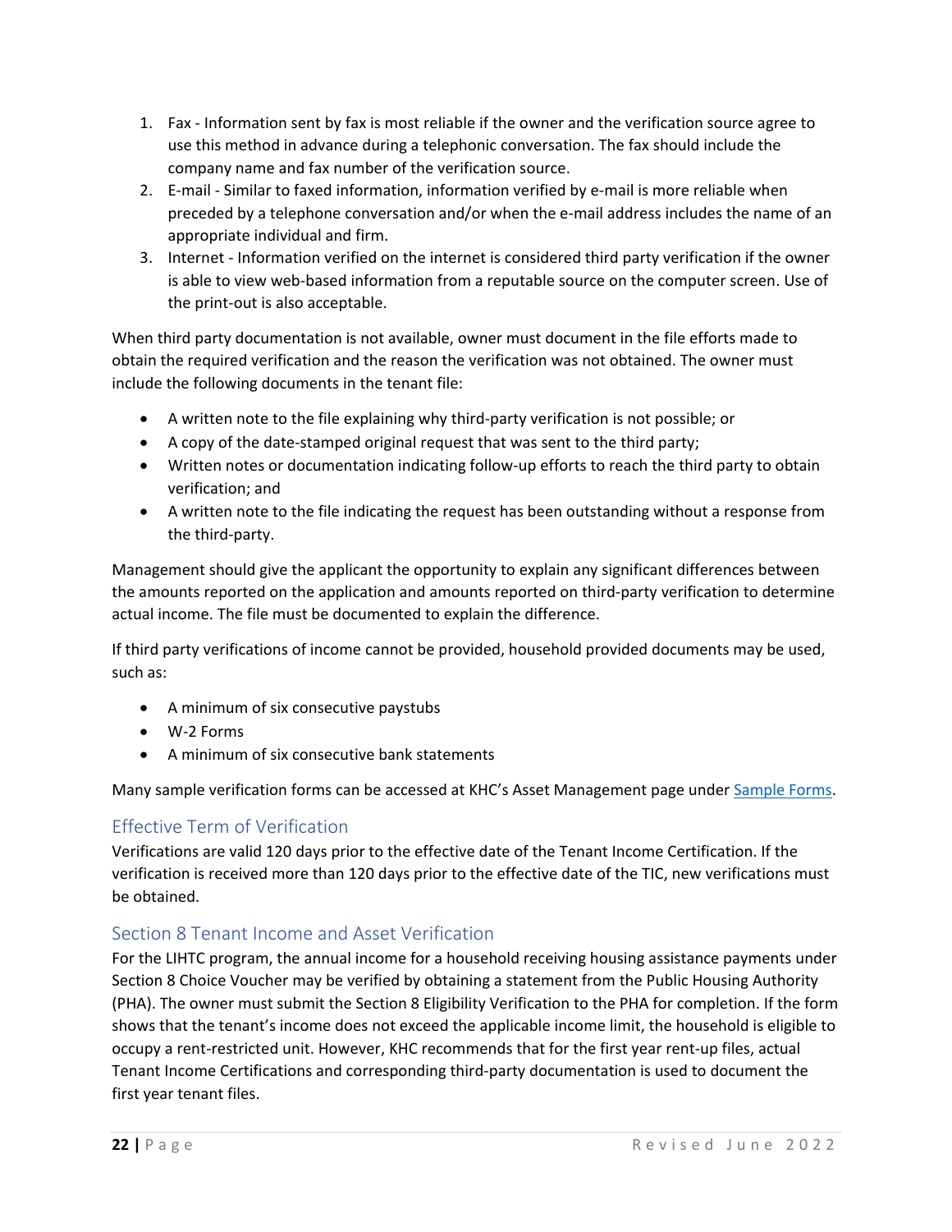1. Fax - Information sent by fax is most reliable if the owner and the verification source agree to use this method in advance during a telephonic conversation. The fax should include the company name and fax number of the verification source.
2. E-mail - Similar to faxed information, information verified by e-mail is more reliable when preceded by a telephone conversation and/or when the e-mail address includes the name of an appropriate individual and firm.
3. Internet - Information verified on the internet is considered third party verification if the owner is able to view web-based information from a reputable source on the computer screen. Use of the print-out is also acceptable.

When third party documentation is not available, owner must document in the file efforts made to obtain the required verification and the reason the verification was not obtained. The owner must include the following documents in the tenant file:

- A written note to the file explaining why third-party verification is not possible; or
- A copy of the date-stamped original request that was sent to the third party;
- Written notes or documentation indicating follow-up efforts to reach the third party to obtain verification; and
- A written note to the file indicating the request has been outstanding without a response from the third-party.

Management should give the applicant the opportunity to explain any significant differences between the amounts reported on the application and amounts reported on third-party verification to determine actual income. The file must be documented to explain the difference.

If third party verifications of income cannot be provided, household provided documents may be used, such as:

- A minimum of six consecutive paystubs
- W-2 Forms
- A minimum of six consecutive bank statements

Many sample verification forms can be accessed at KHC's Asset Management page under Sample Forms.

## Effective Term of Verification

Verifications are valid 120 days prior to the effective date of the Tenant Income Certification. If the verification is received more than 120 days prior to the effective date of the TIC, new verifications must be obtained.

## Section 8 Tenant Income and Asset Verification

For the LIHTC program, the annual income for a household receiving housing assistance payments under Section 8 Choice Voucher may be verified by obtaining a statement from the Public Housing Authority (PHA). The owner must submit the Section 8 Eligibility Verification to the PHA for completion. If the form shows that the tenant's income does not exceed the applicable income limit, the household is eligible to occupy a rent-restricted unit. However, KHC recommends that for the first year rent-up files, actual Tenant Income Certifications and corresponding third-party documentation is used to document the first year tenant files.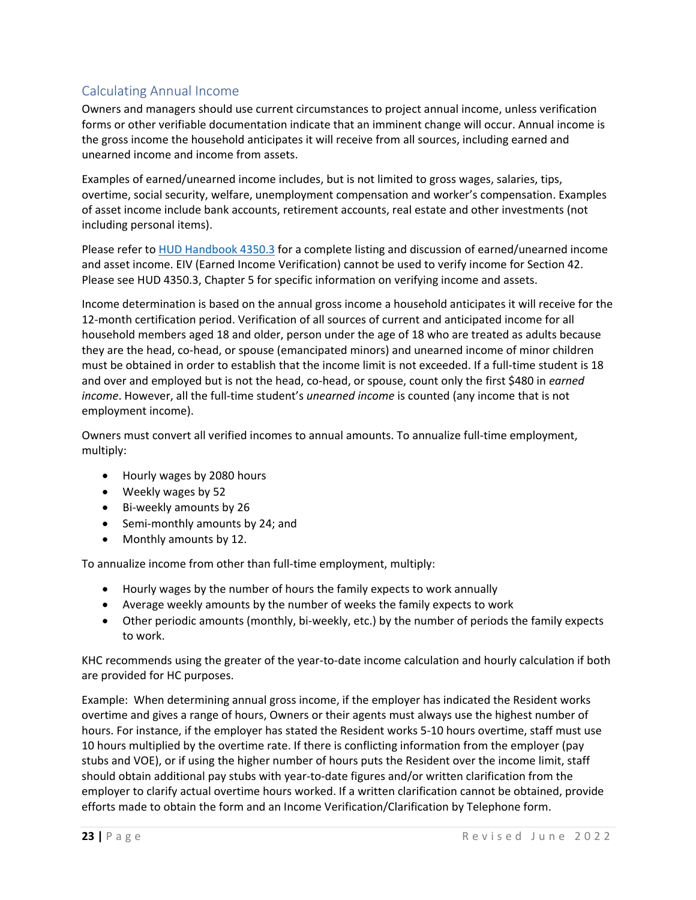## Calculating Annual Income

Owners and managers should use current circumstances to project annual income, unless verification forms or other verifiable documentation indicate that an imminent change will occur. Annual income is the gross income the household anticipates it will receive from all sources, including earned and unearned income and income from assets.

Examples of earned/unearned income includes, but is not limited to gross wages, salaries, tips, overtime, social security, welfare, unemployment compensation and worker's compensation. Examples of asset income include bank accounts, retirement accounts, real estate and other investments (not including personal items).

Please refer to [HUD Handbook 4350.3](HUD Handbook 4350.3) for a complete listing and discussion of earned/unearned income and asset income. EIV (Earned Income Verification) cannot be used to verify income for Section 42. Please see HUD 4350.3, Chapter 5 for specific information on verifying income and assets.

Income determination is based on the annual gross income a household anticipates it will receive for the 12-month certification period. Verification of all sources of current and anticipated income for all household members aged 18 and older, person under the age of 18 who are treated as adults because they are the head, co-head, or spouse (emancipated minors) and unearned income of minor children must be obtained in order to establish that the income limit is not exceeded. If a full-time student is 18 and over and employed but is not the head, co-head, or spouse, count only the first $480 in *earned income*. However, all the full-time student's *unearned income* is counted (any income that is not employment income).

Owners must convert all verified incomes to annual amounts. To annualize full-time employment, multiply:

- Hourly wages by 2080 hours
- Weekly wages by 52
- Bi-weekly amounts by 26
- Semi-monthly amounts by 24; and
- Monthly amounts by 12.

To annualize income from other than full-time employment, multiply:

- Hourly wages by the number of hours the family expects to work annually
- Average weekly amounts by the number of weeks the family expects to work
- Other periodic amounts (monthly, bi-weekly, etc.) by the number of periods the family expects to work.

KHC recommends using the greater of the year-to-date income calculation and hourly calculation if both are provided for HC purposes.

Example: When determining annual gross income, if the employer has indicated the Resident works overtime and gives a range of hours, Owners or their agents must always use the highest number of hours. For instance, if the employer has stated the Resident works 5-10 hours overtime, staff must use 10 hours multiplied by the overtime rate. If there is conflicting information from the employer (pay stubs and VOE), or if using the higher number of hours puts the Resident over the income limit, staff should obtain additional pay stubs with year-to-date figures and/or written clarification from the employer to clarify actual overtime hours worked. If a written clarification cannot be obtained, provide efforts made to obtain the form and an Income Verification/Clarification by Telephone form.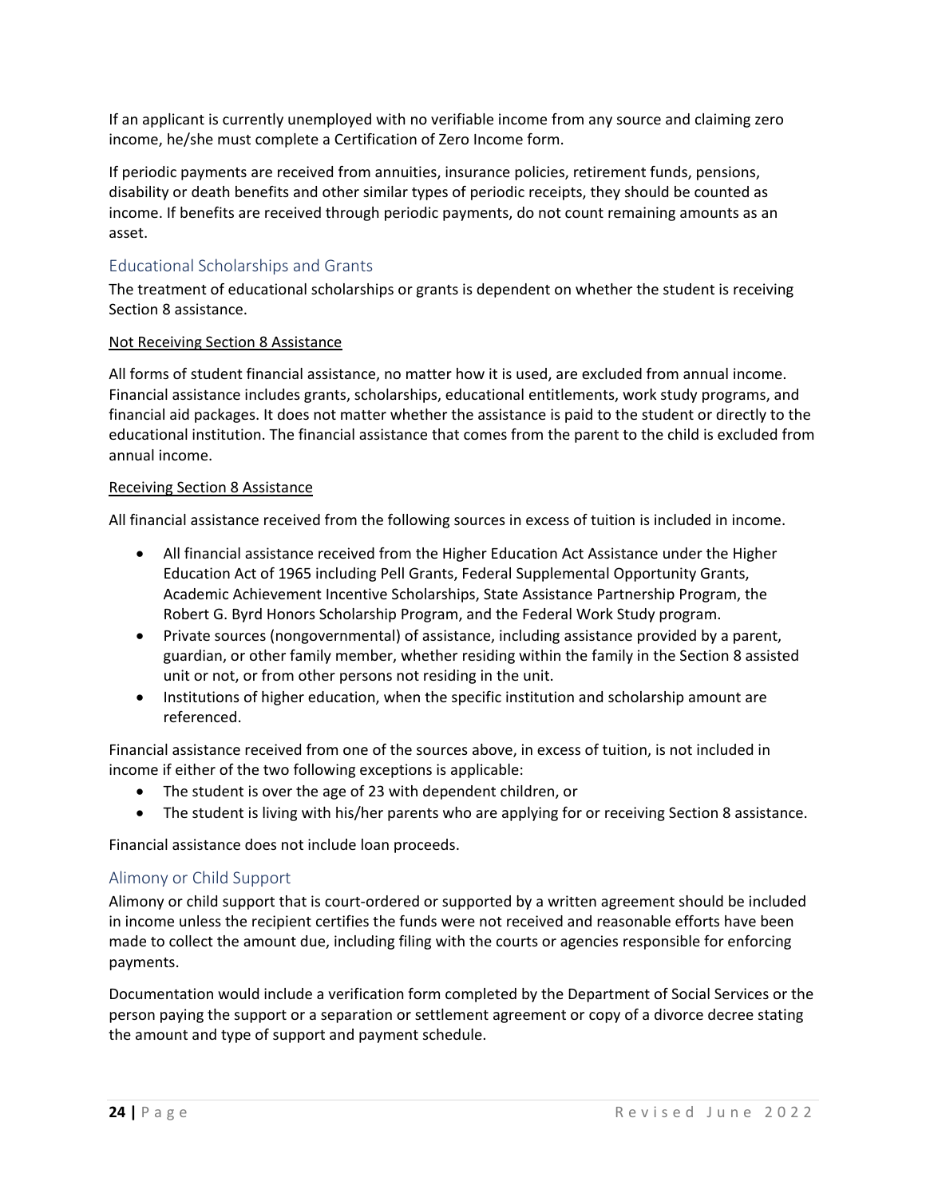If an applicant is currently unemployed with no verifiable income from any source and claiming zero income, he/she must complete a Certification of Zero Income form.

If periodic payments are received from annuities, insurance policies, retirement funds, pensions, disability or death benefits and other similar types of periodic receipts, they should be counted as income. If benefits are received through periodic payments, do not count remaining amounts as an asset.

## Educational Scholarships and Grants

The treatment of educational scholarships or grants is dependent on whether the student is receiving Section 8 assistance.

<u>Not Receiving Section 8 Assistance</u>

All forms of student financial assistance, no matter how it is used, are excluded from annual income. Financial assistance includes grants, scholarships, educational entitlements, work study programs, and financial aid packages. It does not matter whether the assistance is paid to the student or directly to the educational institution. The financial assistance that comes from the parent to the child is excluded from annual income.

<u>Receiving Section 8 Assistance</u>

All financial assistance received from the following sources in excess of tuition is included in income.

- All financial assistance received from the Higher Education Act Assistance under the Higher Education Act of 1965 including Pell Grants, Federal Supplemental Opportunity Grants, Academic Achievement Incentive Scholarships, State Assistance Partnership Program, the Robert G. Byrd Honors Scholarship Program, and the Federal Work Study program.
- Private sources (nongovernmental) of assistance, including assistance provided by a parent, guardian, or other family member, whether residing within the family in the Section 8 assisted unit or not, or from other persons not residing in the unit.
- Institutions of higher education, when the specific institution and scholarship amount are referenced.

Financial assistance received from one of the sources above, in excess of tuition, is not included in income if either of the two following exceptions is applicable:

- The student is over the age of 23 with dependent children, or
- The student is living with his/her parents who are applying for or receiving Section 8 assistance.

Financial assistance does not include loan proceeds.

## Alimony or Child Support

Alimony or child support that is court-ordered or supported by a written agreement should be included in income unless the recipient certifies the funds were not received and reasonable efforts have been made to collect the amount due, including filing with the courts or agencies responsible for enforcing payments.

Documentation would include a verification form completed by the Department of Social Services or the person paying the support or a separation or settlement agreement or copy of a divorce decree stating the amount and type of support and payment schedule.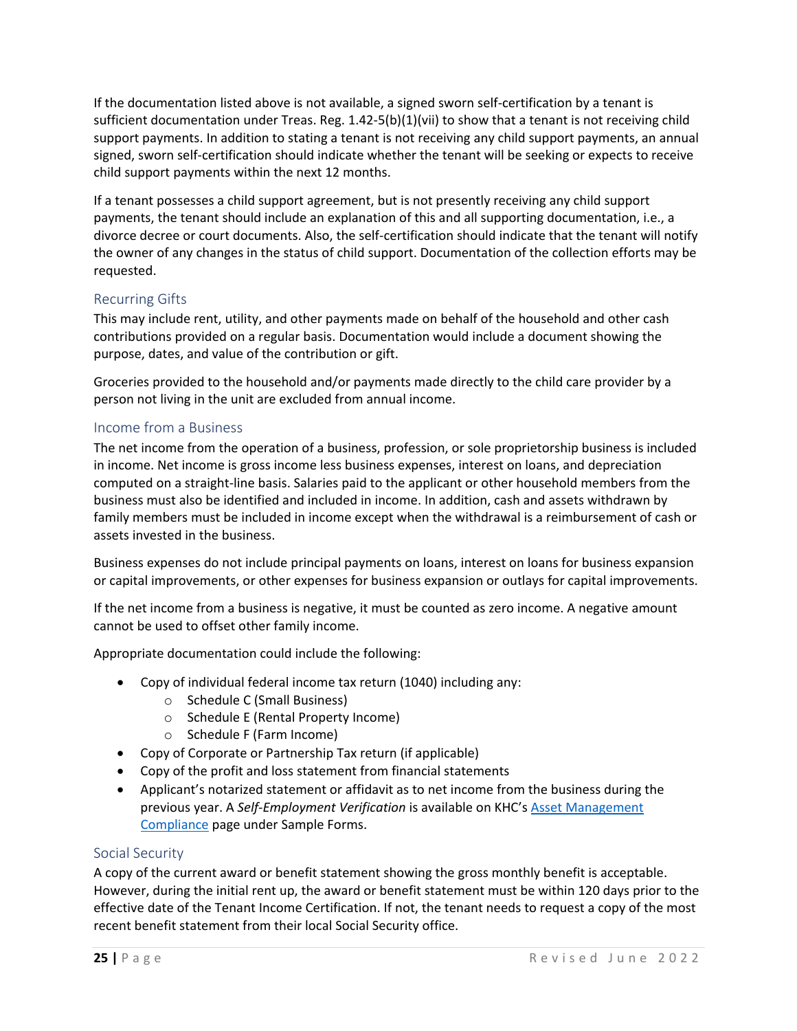If the documentation listed above is not available, a signed sworn self-certification by a tenant is sufficient documentation under Treas. Reg. 1.42-5(b)(1)(vii) to show that a tenant is not receiving child support payments. In addition to stating a tenant is not receiving any child support payments, an annual signed, sworn self-certification should indicate whether the tenant will be seeking or expects to receive child support payments within the next 12 months.

If a tenant possesses a child support agreement, but is not presently receiving any child support payments, the tenant should include an explanation of this and all supporting documentation, i.e., a divorce decree or court documents. Also, the self-certification should indicate that the tenant will notify the owner of any changes in the status of child support. Documentation of the collection efforts may be requested.

### Recurring Gifts

This may include rent, utility, and other payments made on behalf of the household and other cash contributions provided on a regular basis. Documentation would include a document showing the purpose, dates, and value of the contribution or gift.

Groceries provided to the household and/or payments made directly to the child care provider by a person not living in the unit are excluded from annual income.

### Income from a Business

The net income from the operation of a business, profession, or sole proprietorship business is included in income. Net income is gross income less business expenses, interest on loans, and depreciation computed on a straight-line basis. Salaries paid to the applicant or other household members from the business must also be identified and included in income. In addition, cash and assets withdrawn by family members must be included in income except when the withdrawal is a reimbursement of cash or assets invested in the business.

Business expenses do not include principal payments on loans, interest on loans for business expansion or capital improvements, or other expenses for business expansion or outlays for capital improvements.

If the net income from a business is negative, it must be counted as zero income. A negative amount cannot be used to offset other family income.

Appropriate documentation could include the following:

- Copy of individual federal income tax return (1040) including any:
  - Schedule C (Small Business)
  - Schedule E (Rental Property Income)
  - Schedule F (Farm Income)
- Copy of Corporate or Partnership Tax return (if applicable)
- Copy of the profit and loss statement from financial statements
- Applicant's notarized statement or affidavit as to net income from the business during the previous year. A *Self-Employment Verification* is available on KHC's [Asset Management Compliance] page under Sample Forms.

### Social Security

A copy of the current award or benefit statement showing the gross monthly benefit is acceptable. However, during the initial rent up, the award or benefit statement must be within 120 days prior to the effective date of the Tenant Income Certification. If not, the tenant needs to request a copy of the most recent benefit statement from their local Social Security office.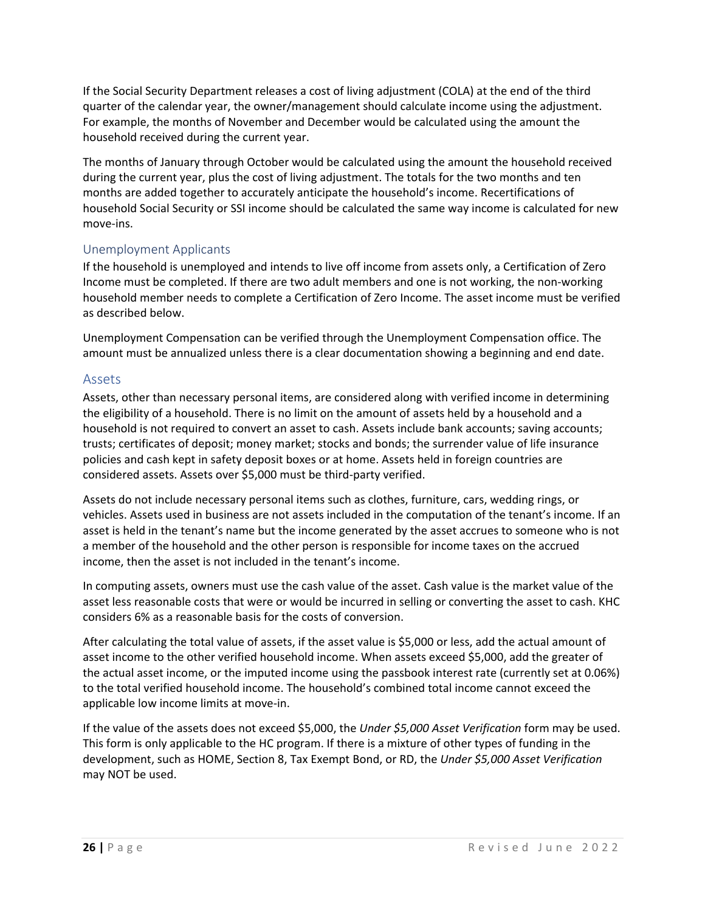If the Social Security Department releases a cost of living adjustment (COLA) at the end of the third quarter of the calendar year, the owner/management should calculate income using the adjustment. For example, the months of November and December would be calculated using the amount the household received during the current year.

The months of January through October would be calculated using the amount the household received during the current year, plus the cost of living adjustment. The totals for the two months and ten months are added together to accurately anticipate the household's income. Recertifications of household Social Security or SSI income should be calculated the same way income is calculated for new move-ins.

## Unemployment Applicants

If the household is unemployed and intends to live off income from assets only, a Certification of Zero Income must be completed. If there are two adult members and one is not working, the non-working household member needs to complete a Certification of Zero Income. The asset income must be verified as described below.

Unemployment Compensation can be verified through the Unemployment Compensation office. The amount must be annualized unless there is a clear documentation showing a beginning and end date.

## Assets

Assets, other than necessary personal items, are considered along with verified income in determining the eligibility of a household. There is no limit on the amount of assets held by a household and a household is not required to convert an asset to cash. Assets include bank accounts; saving accounts; trusts; certificates of deposit; money market; stocks and bonds; the surrender value of life insurance policies and cash kept in safety deposit boxes or at home. Assets held in foreign countries are considered assets. Assets over $5,000 must be third-party verified.

Assets do not include necessary personal items such as clothes, furniture, cars, wedding rings, or vehicles. Assets used in business are not assets included in the computation of the tenant's income. If an asset is held in the tenant's name but the income generated by the asset accrues to someone who is not a member of the household and the other person is responsible for income taxes on the accrued income, then the asset is not included in the tenant's income.

In computing assets, owners must use the cash value of the asset. Cash value is the market value of the asset less reasonable costs that were or would be incurred in selling or converting the asset to cash. KHC considers 6% as a reasonable basis for the costs of conversion.

After calculating the total value of assets, if the asset value is $5,000 or less, add the actual amount of asset income to the other verified household income. When assets exceed $5,000, add the greater of the actual asset income, or the imputed income using the passbook interest rate (currently set at 0.06%) to the total verified household income. The household's combined total income cannot exceed the applicable low income limits at move-in.

If the value of the assets does not exceed $5,000, the *Under $5,000 Asset Verification* form may be used. This form is only applicable to the HC program. If there is a mixture of other types of funding in the development, such as HOME, Section 8, Tax Exempt Bond, or RD, the *Under $5,000 Asset Verification* may NOT be used.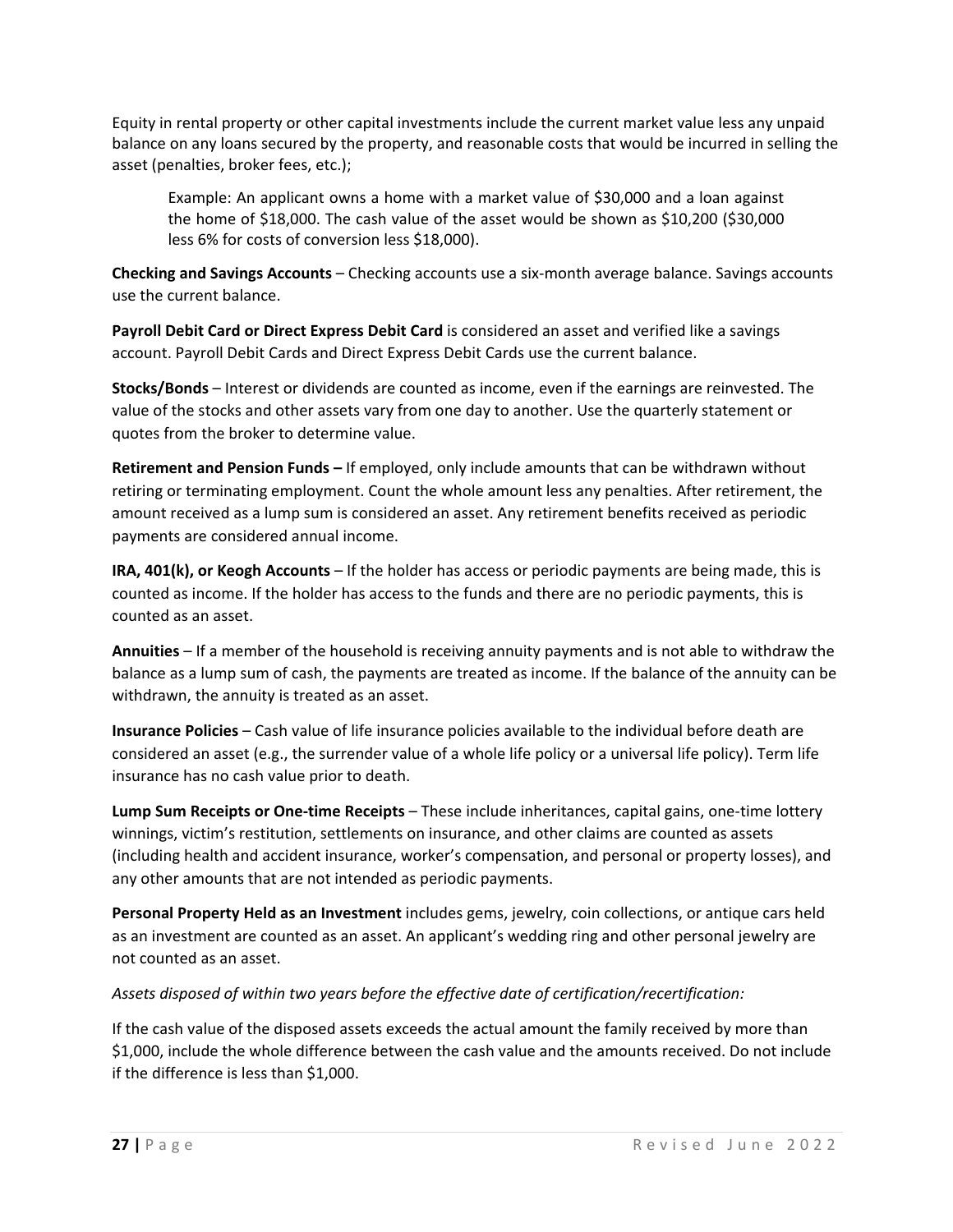Equity in rental property or other capital investments include the current market value less any unpaid balance on any loans secured by the property, and reasonable costs that would be incurred in selling the asset (penalties, broker fees, etc.);

> Example: An applicant owns a home with a market value of $30,000 and a loan against the home of $18,000. The cash value of the asset would be shown as $10,200 ($30,000 less 6% for costs of conversion less $18,000).

**Checking and Savings Accounts** – Checking accounts use a six-month average balance. Savings accounts use the current balance.

**Payroll Debit Card or Direct Express Debit Card** is considered an asset and verified like a savings account. Payroll Debit Cards and Direct Express Debit Cards use the current balance.

**Stocks/Bonds** – Interest or dividends are counted as income, even if the earnings are reinvested. The value of the stocks and other assets vary from one day to another. Use the quarterly statement or quotes from the broker to determine value.

**Retirement and Pension Funds –** If employed, only include amounts that can be withdrawn without retiring or terminating employment. Count the whole amount less any penalties. After retirement, the amount received as a lump sum is considered an asset. Any retirement benefits received as periodic payments are considered annual income.

**IRA, 401(k), or Keogh Accounts** – If the holder has access or periodic payments are being made, this is counted as income. If the holder has access to the funds and there are no periodic payments, this is counted as an asset.

**Annuities** – If a member of the household is receiving annuity payments and is not able to withdraw the balance as a lump sum of cash, the payments are treated as income. If the balance of the annuity can be withdrawn, the annuity is treated as an asset.

**Insurance Policies** – Cash value of life insurance policies available to the individual before death are considered an asset (e.g., the surrender value of a whole life policy or a universal life policy). Term life insurance has no cash value prior to death.

**Lump Sum Receipts or One-time Receipts** – These include inheritances, capital gains, one-time lottery winnings, victim's restitution, settlements on insurance, and other claims are counted as assets (including health and accident insurance, worker's compensation, and personal or property losses), and any other amounts that are not intended as periodic payments.

**Personal Property Held as an Investment** includes gems, jewelry, coin collections, or antique cars held as an investment are counted as an asset. An applicant's wedding ring and other personal jewelry are not counted as an asset.

*Assets disposed of within two years before the effective date of certification/recertification:*

If the cash value of the disposed assets exceeds the actual amount the family received by more than $1,000, include the whole difference between the cash value and the amounts received. Do not include if the difference is less than $1,000.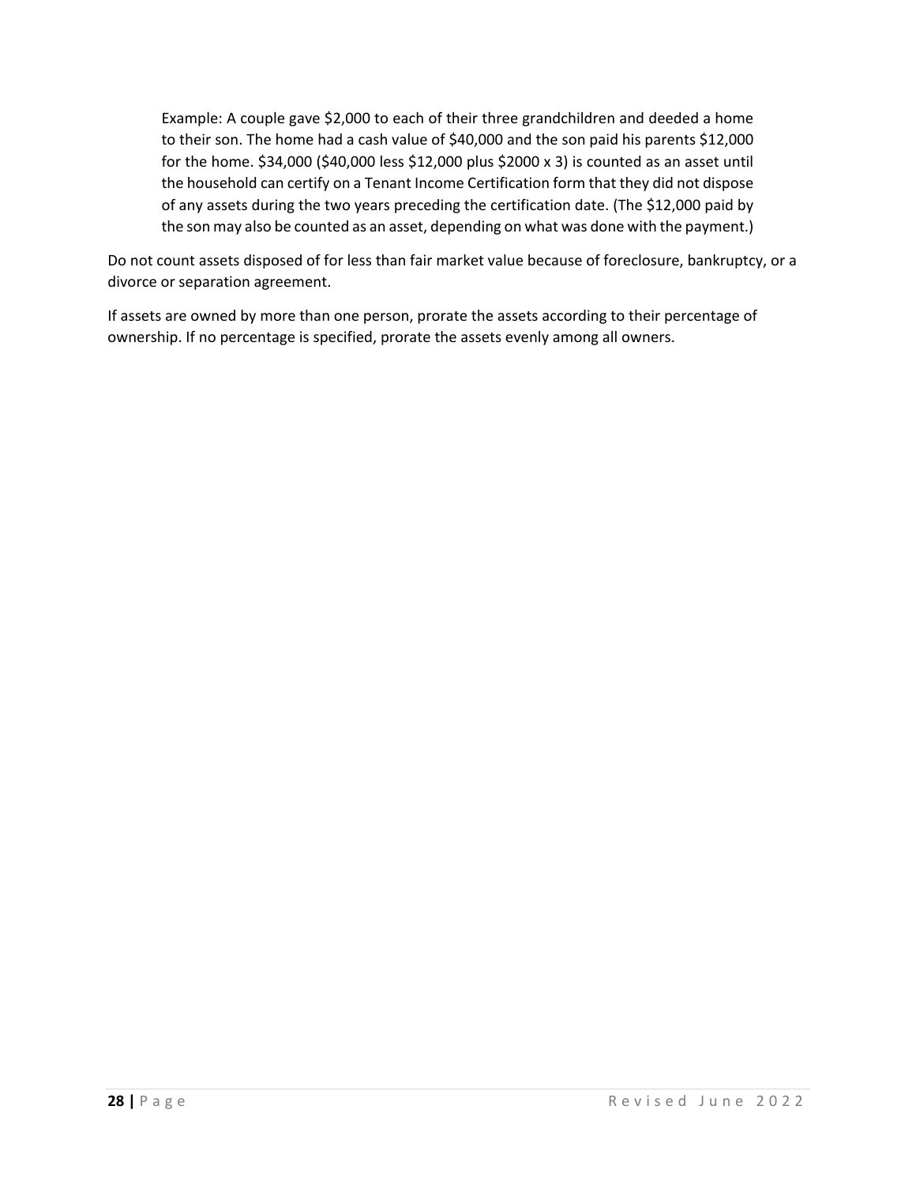> Example: A couple gave $2,000 to each of their three grandchildren and deeded a home to their son. The home had a cash value of $40,000 and the son paid his parents $12,000 for the home. $34,000 ($40,000 less $12,000 plus $2000 x 3) is counted as an asset until the household can certify on a Tenant Income Certification form that they did not dispose of any assets during the two years preceding the certification date. (The $12,000 paid by the son may also be counted as an asset, depending on what was done with the payment.)

Do not count assets disposed of for less than fair market value because of foreclosure, bankruptcy, or a divorce or separation agreement.

If assets are owned by more than one person, prorate the assets according to their percentage of ownership. If no percentage is specified, prorate the assets evenly among all owners.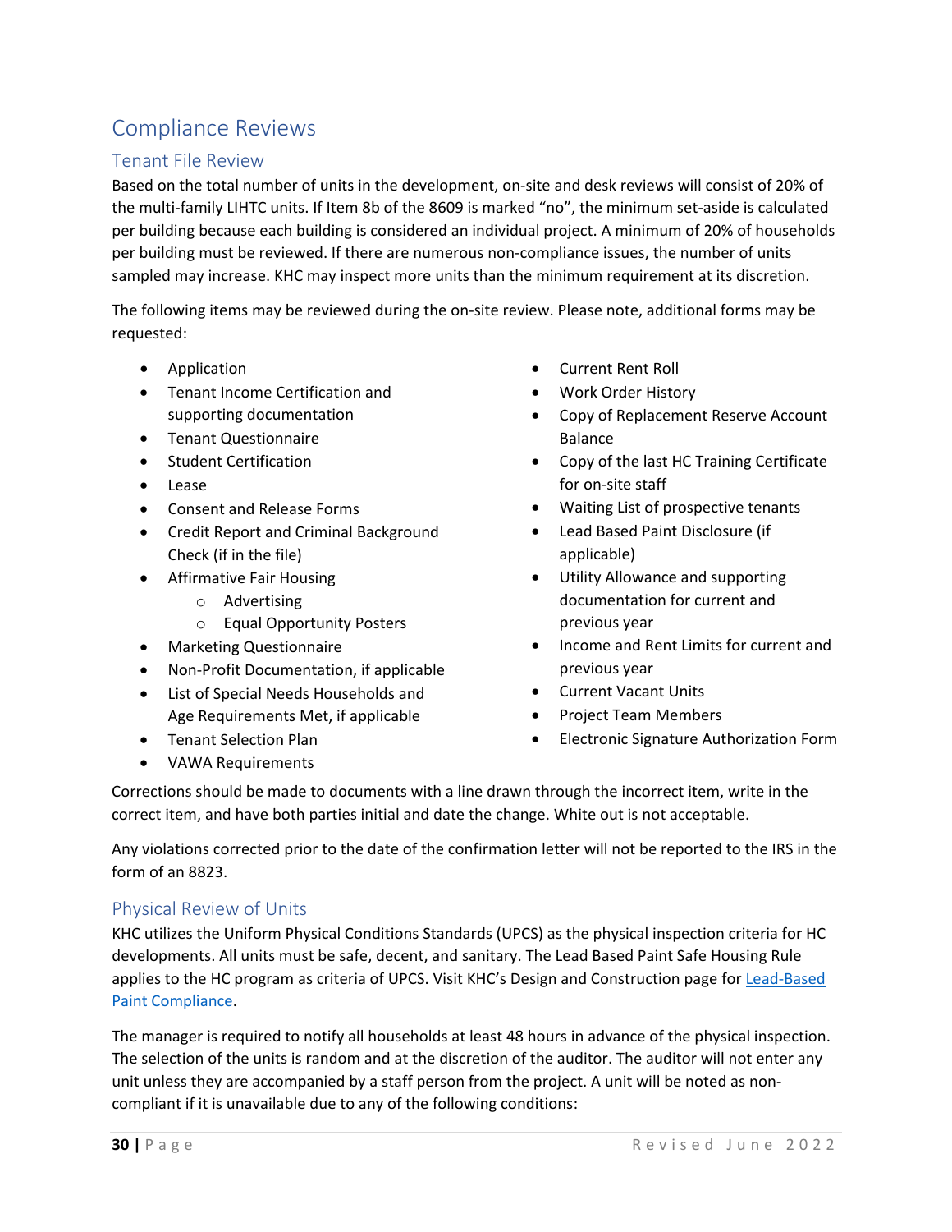# Compliance Reviews

## Tenant File Review

Based on the total number of units in the development, on-site and desk reviews will consist of 20% of the multi-family LIHTC units. If Item 8b of the 8609 is marked "no", the minimum set-aside is calculated per building because each building is considered an individual project. A minimum of 20% of households per building must be reviewed. If there are numerous non-compliance issues, the number of units sampled may increase. KHC may inspect more units than the minimum requirement at its discretion.

The following items may be reviewed during the on-site review. Please note, additional forms may be requested:

- Application
- Tenant Income Certification and supporting documentation
- Tenant Questionnaire
- Student Certification
- Lease
- Consent and Release Forms
- Credit Report and Criminal Background Check (if in the file)
- Affirmative Fair Housing
  - Advertising
  - Equal Opportunity Posters
- Marketing Questionnaire
- Non-Profit Documentation, if applicable
- List of Special Needs Households and Age Requirements Met, if applicable
- Tenant Selection Plan
- VAWA Requirements
- Current Rent Roll
- Work Order History
- Copy of Replacement Reserve Account Balance
- Copy of the last HC Training Certificate for on-site staff
- Waiting List of prospective tenants
- Lead Based Paint Disclosure (if applicable)
- Utility Allowance and supporting documentation for current and previous year
- Income and Rent Limits for current and previous year
- Current Vacant Units
- Project Team Members
- Electronic Signature Authorization Form

Corrections should be made to documents with a line drawn through the incorrect item, write in the correct item, and have both parties initial and date the change. White out is not acceptable.

Any violations corrected prior to the date of the confirmation letter will not be reported to the IRS in the form of an 8823.

## Physical Review of Units

KHC utilizes the Uniform Physical Conditions Standards (UPCS) as the physical inspection criteria for HC developments. All units must be safe, decent, and sanitary. The Lead Based Paint Safe Housing Rule applies to the HC program as criteria of UPCS. Visit KHC's Design and Construction page for [Lead-Based Paint Compliance](Lead-Based Paint Compliance).

The manager is required to notify all households at least 48 hours in advance of the physical inspection. The selection of the units is random and at the discretion of the auditor. The auditor will not enter any unit unless they are accompanied by a staff person from the project. A unit will be noted as non-compliant if it is unavailable due to any of the following conditions: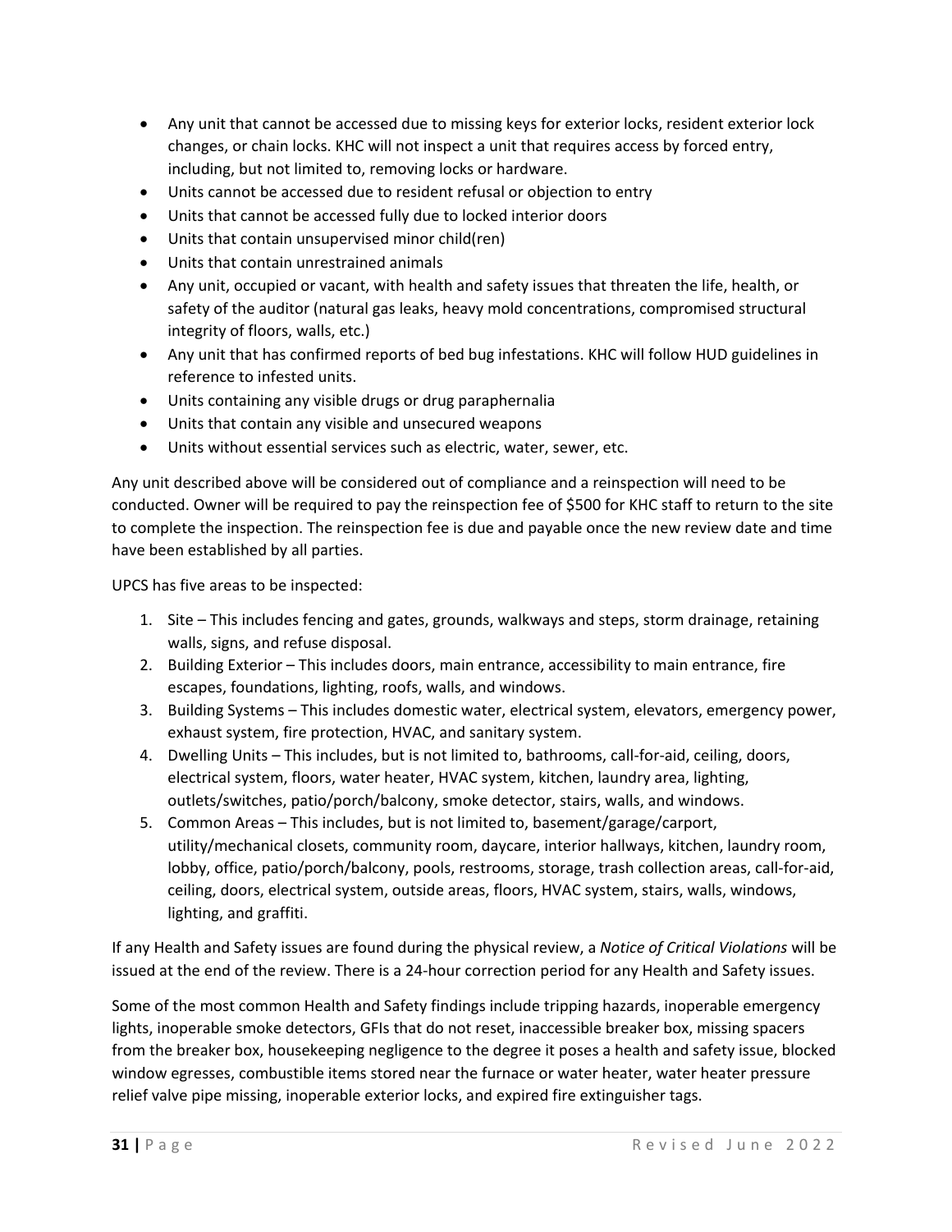- Any unit that cannot be accessed due to missing keys for exterior locks, resident exterior lock changes, or chain locks. KHC will not inspect a unit that requires access by forced entry, including, but not limited to, removing locks or hardware.
- Units cannot be accessed due to resident refusal or objection to entry
- Units that cannot be accessed fully due to locked interior doors
- Units that contain unsupervised minor child(ren)
- Units that contain unrestrained animals
- Any unit, occupied or vacant, with health and safety issues that threaten the life, health, or safety of the auditor (natural gas leaks, heavy mold concentrations, compromised structural integrity of floors, walls, etc.)
- Any unit that has confirmed reports of bed bug infestations. KHC will follow HUD guidelines in reference to infested units.
- Units containing any visible drugs or drug paraphernalia
- Units that contain any visible and unsecured weapons
- Units without essential services such as electric, water, sewer, etc.

Any unit described above will be considered out of compliance and a reinspection will need to be conducted. Owner will be required to pay the reinspection fee of $500 for KHC staff to return to the site to complete the inspection. The reinspection fee is due and payable once the new review date and time have been established by all parties.

UPCS has five areas to be inspected:

1. Site – This includes fencing and gates, grounds, walkways and steps, storm drainage, retaining walls, signs, and refuse disposal.
2. Building Exterior – This includes doors, main entrance, accessibility to main entrance, fire escapes, foundations, lighting, roofs, walls, and windows.
3. Building Systems – This includes domestic water, electrical system, elevators, emergency power, exhaust system, fire protection, HVAC, and sanitary system.
4. Dwelling Units – This includes, but is not limited to, bathrooms, call-for-aid, ceiling, doors, electrical system, floors, water heater, HVAC system, kitchen, laundry area, lighting, outlets/switches, patio/porch/balcony, smoke detector, stairs, walls, and windows.
5. Common Areas – This includes, but is not limited to, basement/garage/carport, utility/mechanical closets, community room, daycare, interior hallways, kitchen, laundry room, lobby, office, patio/porch/balcony, pools, restrooms, storage, trash collection areas, call-for-aid, ceiling, doors, electrical system, outside areas, floors, HVAC system, stairs, walls, windows, lighting, and graffiti.

If any Health and Safety issues are found during the physical review, a *Notice of Critical Violations* will be issued at the end of the review. There is a 24-hour correction period for any Health and Safety issues.

Some of the most common Health and Safety findings include tripping hazards, inoperable emergency lights, inoperable smoke detectors, GFIs that do not reset, inaccessible breaker box, missing spacers from the breaker box, housekeeping negligence to the degree it poses a health and safety issue, blocked window egresses, combustible items stored near the furnace or water heater, water heater pressure relief valve pipe missing, inoperable exterior locks, and expired fire extinguisher tags.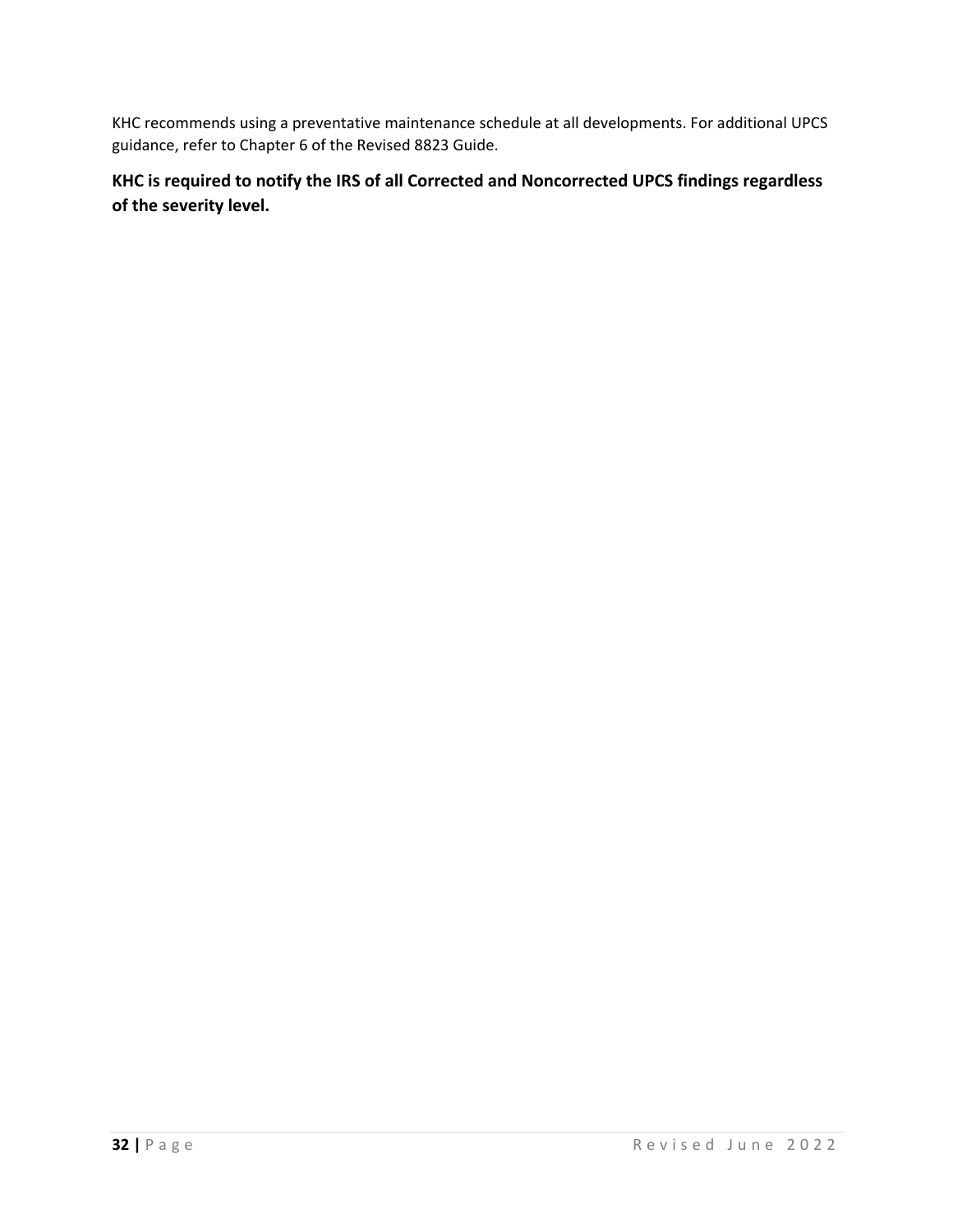KHC recommends using a preventative maintenance schedule at all developments. For additional UPCS guidance, refer to Chapter 6 of the Revised 8823 Guide.

**KHC is required to notify the IRS of all Corrected and Noncorrected UPCS findings regardless of the severity level.**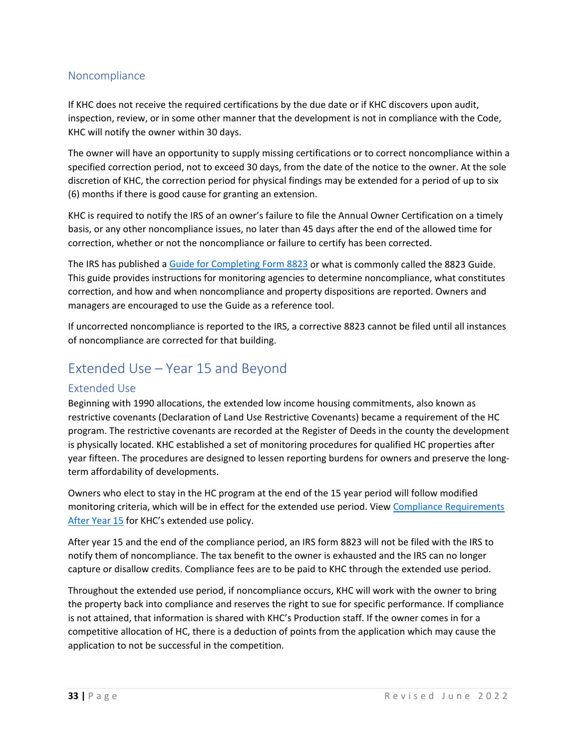### Noncompliance

If KHC does not receive the required certifications by the due date or if KHC discovers upon audit, inspection, review, or in some other manner that the development is not in compliance with the Code, KHC will notify the owner within 30 days.

The owner will have an opportunity to supply missing certifications or to correct noncompliance within a specified correction period, not to exceed 30 days, from the date of the notice to the owner. At the sole discretion of KHC, the correction period for physical findings may be extended for a period of up to six (6) months if there is good cause for granting an extension.

KHC is required to notify the IRS of an owner's failure to file the Annual Owner Certification on a timely basis, or any other noncompliance issues, no later than 45 days after the end of the allowed time for correction, whether or not the noncompliance or failure to certify has been corrected.

The IRS has published a Guide for Completing Form 8823 or what is commonly called the 8823 Guide. This guide provides instructions for monitoring agencies to determine noncompliance, what constitutes correction, and how and when noncompliance and property dispositions are reported. Owners and managers are encouraged to use the Guide as a reference tool.

If uncorrected noncompliance is reported to the IRS, a corrective 8823 cannot be filed until all instances of noncompliance are corrected for that building.

## Extended Use – Year 15 and Beyond

### Extended Use

Beginning with 1990 allocations, the extended low income housing commitments, also known as restrictive covenants (Declaration of Land Use Restrictive Covenants) became a requirement of the HC program. The restrictive covenants are recorded at the Register of Deeds in the county the development is physically located. KHC established a set of monitoring procedures for qualified HC properties after year fifteen. The procedures are designed to lessen reporting burdens for owners and preserve the long-term affordability of developments.

Owners who elect to stay in the HC program at the end of the 15 year period will follow modified monitoring criteria, which will be in effect for the extended use period. View Compliance Requirements After Year 15 for KHC's extended use policy.

After year 15 and the end of the compliance period, an IRS form 8823 will not be filed with the IRS to notify them of noncompliance. The tax benefit to the owner is exhausted and the IRS can no longer capture or disallow credits. Compliance fees are to be paid to KHC through the extended use period.

Throughout the extended use period, if noncompliance occurs, KHC will work with the owner to bring the property back into compliance and reserves the right to sue for specific performance. If compliance is not attained, that information is shared with KHC's Production staff. If the owner comes in for a competitive allocation of HC, there is a deduction of points from the application which may cause the application to not be successful in the competition.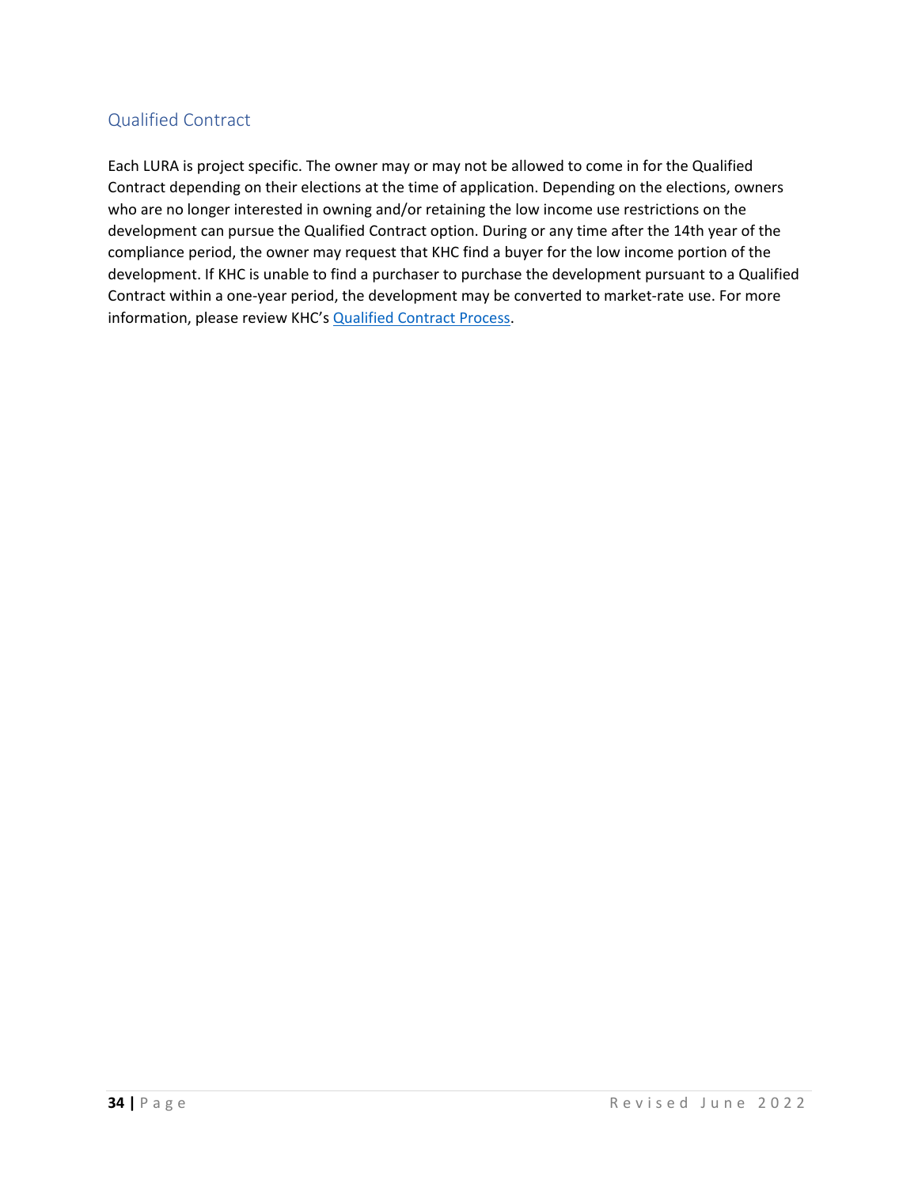## Qualified Contract

Each LURA is project specific. The owner may or may not be allowed to come in for the Qualified Contract depending on their elections at the time of application. Depending on the elections, owners who are no longer interested in owning and/or retaining the low income use restrictions on the development can pursue the Qualified Contract option. During or any time after the 14th year of the compliance period, the owner may request that KHC find a buyer for the low income portion of the development. If KHC is unable to find a purchaser to purchase the development pursuant to a Qualified Contract within a one-year period, the development may be converted to market-rate use. For more information, please review KHC's Qualified Contract Process.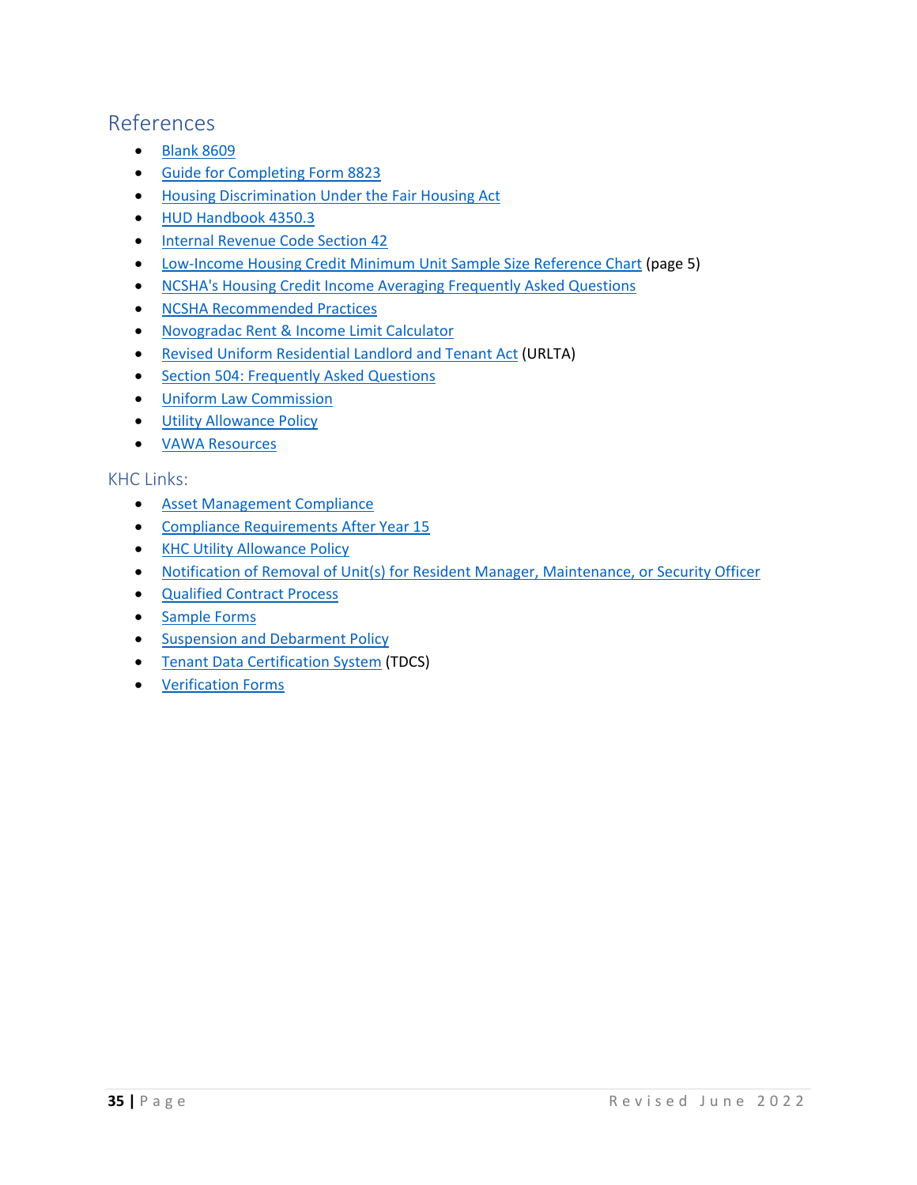## References

- Blank 8609
- Guide for Completing Form 8823
- Housing Discrimination Under the Fair Housing Act
- HUD Handbook 4350.3
- Internal Revenue Code Section 42
- Low-Income Housing Credit Minimum Unit Sample Size Reference Chart (page 5)
- NCSHA's Housing Credit Income Averaging Frequently Asked Questions
- NCSHA Recommended Practices
- Novogradac Rent & Income Limit Calculator
- Revised Uniform Residential Landlord and Tenant Act (URLTA)
- Section 504: Frequently Asked Questions
- Uniform Law Commission
- Utility Allowance Policy
- VAWA Resources

### KHC Links:

- Asset Management Compliance
- Compliance Requirements After Year 15
- KHC Utility Allowance Policy
- Notification of Removal of Unit(s) for Resident Manager, Maintenance, or Security Officer
- Qualified Contract Process
- Sample Forms
- Suspension and Debarment Policy
- Tenant Data Certification System (TDCS)
- Verification Forms